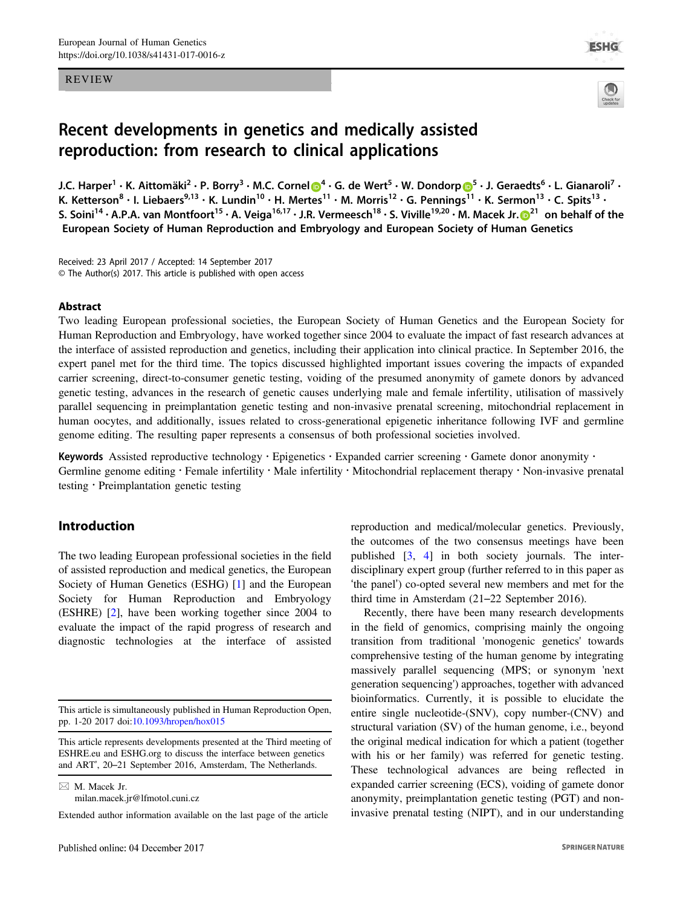REVIEW

# Recent developments in genetics and medically assisted reproduction: from research to clinical applications

J.C. Harper[1] · K. Aittomäki[2] · P. Borry[3] · M.C. Cornel[4] · G. de Wert[5] · W. Dondorp[5] · J. Geraedts[6] · L. Gianaroli[7] · K. Ketterson[8] · I. Liebaers[9,13] · K. Lundin[10] · H. Mertes[11] · M. Morris[12] · G. Pennings[11] · K. Sermon[13] · C. Spits[13] · S. Soini[14] · A.P.A. van Montfoort[15] · A. Veiga[16,17] · J.R. Vermeesch[18] · S. Viville[19,20] · M. Macek Jr.[21] on behalf of the European Society of Human Reproduction and Embryology and European Society of Human Genetics

Received: 23 April 2017 / Accepted: 14 September 2017
© The Author(s) 2017. This article is published with open access

## Abstract

Two leading European professional societies, the European Society of Human Genetics and the European Society for Human Reproduction and Embryology, have worked together since 2004 to evaluate the impact of fast research advances at the interface of assisted reproduction and genetics, including their application into clinical practice. In September 2016, the expert panel met for the third time. The topics discussed highlighted important issues covering the impacts of expanded carrier screening, direct-to-consumer genetic testing, voiding of the presumed anonymity of gamete donors by advanced genetic testing, advances in the research of genetic causes underlying male and female infertility, utilisation of massively parallel sequencing in preimplantation genetic testing and non-invasive prenatal screening, mitochondrial replacement in human oocytes, and additionally, issues related to cross-generational epigenetic inheritance following IVF and germline genome editing. The resulting paper represents a consensus of both professional societies involved.

**Keywords** Assisted reproductive technology · Epigenetics · Expanded carrier screening · Gamete donor anonymity · Germline genome editing · Female infertility · Male infertility · Mitochondrial replacement therapy · Non-invasive prenatal testing · Preimplantation genetic testing

## Introduction

The two leading European professional societies in the field of assisted reproduction and medical genetics, the European Society of Human Genetics (ESHG) [1] and the European Society for Human Reproduction and Embryology (ESHRE) [2], have been working together since 2004 to evaluate the impact of the rapid progress of research and diagnostic technologies at the interface of assisted reproduction and medical/molecular genetics. Previously, the outcomes of the two consensus meetings have been published [3, 4] in both society journals. The interdisciplinary expert group (further referred to in this paper as 'the panel') co-opted several new members and met for the third time in Amsterdam (21–22 September 2016).

Recently, there have been many research developments in the field of genomics, comprising mainly the ongoing transition from traditional 'monogenic genetics' towards comprehensive testing of the human genome by integrating massively parallel sequencing (MPS; or synonym 'next generation sequencing') approaches, together with advanced bioinformatics. Currently, it is possible to elucidate the entire single nucleotide-(SNV), copy number-(CNV) and structural variation (SV) of the human genome, i.e., beyond the original medical indication for which a patient (together with his or her family) was referred for genetic testing. These technological advances are being reflected in expanded carrier screening (ECS), voiding of gamete donor anonymity, preimplantation genetic testing (PGT) and non-invasive prenatal testing (NIPT), and in our understanding

---

This article is simultaneously published in Human Reproduction Open, pp. 1-20 2017 doi:10.1093/hropen/hox015

This article represents developments presented at the Third meeting of ESHRE.eu and ESHG.org to discuss the interface between genetics and ART', 20–21 September 2016, Amsterdam, The Netherlands.

✉ M. Macek Jr.
milan.macek.jr@lfmotol.cuni.cz

Extended author information available on the last page of the article

Published online: 04 December 2017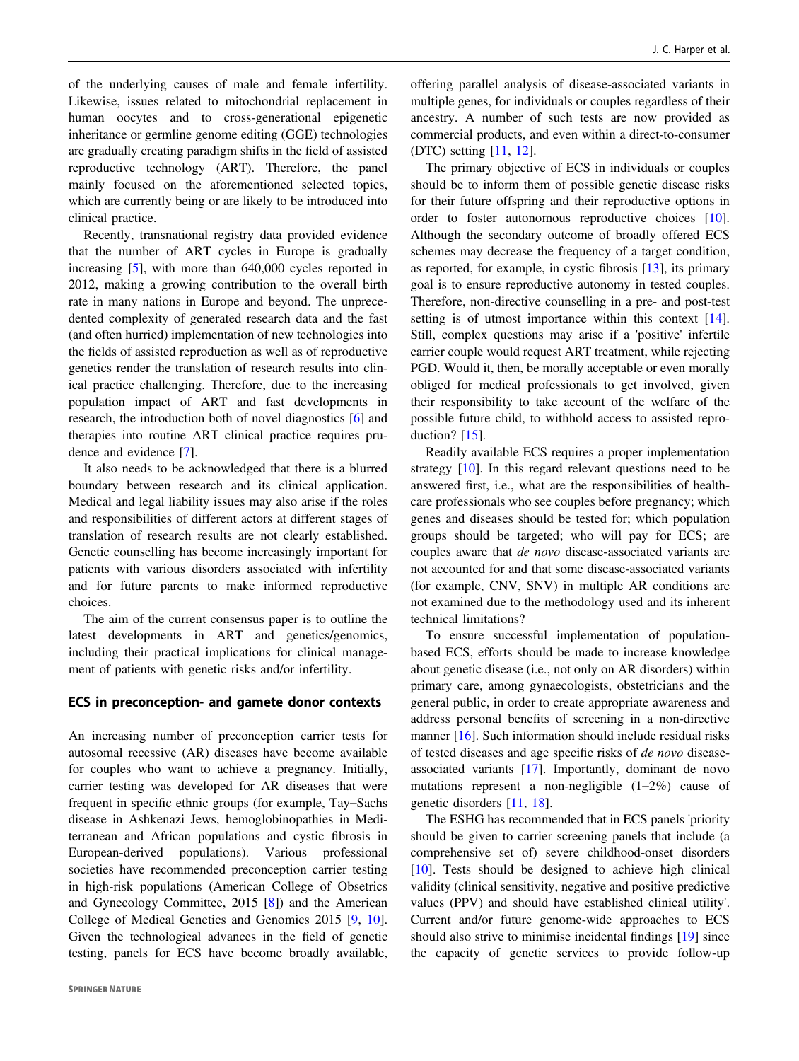of the underlying causes of male and female infertility. Likewise, issues related to mitochondrial replacement in human oocytes and to cross-generational epigenetic inheritance or germline genome editing (GGE) technologies are gradually creating paradigm shifts in the field of assisted reproductive technology (ART). Therefore, the panel mainly focused on the aforementioned selected topics, which are currently being or are likely to be introduced into clinical practice.

Recently, transnational registry data provided evidence that the number of ART cycles in Europe is gradually increasing [5], with more than 640,000 cycles reported in 2012, making a growing contribution to the overall birth rate in many nations in Europe and beyond. The unprecedented complexity of generated research data and the fast (and often hurried) implementation of new technologies into the fields of assisted reproduction as well as of reproductive genetics render the translation of research results into clinical practice challenging. Therefore, due to the increasing population impact of ART and fast developments in research, the introduction both of novel diagnostics [6] and therapies into routine ART clinical practice requires prudence and evidence [7].

It also needs to be acknowledged that there is a blurred boundary between research and its clinical application. Medical and legal liability issues may also arise if the roles and responsibilities of different actors at different stages of translation of research results are not clearly established. Genetic counselling has become increasingly important for patients with various disorders associated with infertility and for future parents to make informed reproductive choices.

The aim of the current consensus paper is to outline the latest developments in ART and genetics/genomics, including their practical implications for clinical management of patients with genetic risks and/or infertility.

## ECS in preconception- and gamete donor contexts

An increasing number of preconception carrier tests for autosomal recessive (AR) diseases have become available for couples who want to achieve a pregnancy. Initially, carrier testing was developed for AR diseases that were frequent in specific ethnic groups (for example, Tay–Sachs disease in Ashkenazi Jews, hemoglobinopathies in Mediterranean and African populations and cystic fibrosis in European-derived populations). Various professional societies have recommended preconception carrier testing in high-risk populations (American College of Obsetrics and Gynecology Committee, 2015 [8]) and the American College of Medical Genetics and Genomics 2015 [9, 10]. Given the technological advances in the field of genetic testing, panels for ECS have become broadly available, offering parallel analysis of disease-associated variants in multiple genes, for individuals or couples regardless of their ancestry. A number of such tests are now provided as commercial products, and even within a direct-to-consumer (DTC) setting [11, 12].

The primary objective of ECS in individuals or couples should be to inform them of possible genetic disease risks for their future offspring and their reproductive options in order to foster autonomous reproductive choices [10]. Although the secondary outcome of broadly offered ECS schemes may decrease the frequency of a target condition, as reported, for example, in cystic fibrosis [13], its primary goal is to ensure reproductive autonomy in tested couples. Therefore, non-directive counselling in a pre- and post-test setting is of utmost importance within this context [14]. Still, complex questions may arise if a 'positive' infertile carrier couple would request ART treatment, while rejecting PGD. Would it, then, be morally acceptable or even morally obliged for medical professionals to get involved, given their responsibility to take account of the welfare of the possible future child, to withhold access to assisted reproduction? [15].

Readily available ECS requires a proper implementation strategy [10]. In this regard relevant questions need to be answered first, i.e., what are the responsibilities of healthcare professionals who see couples before pregnancy; which genes and diseases should be tested for; which population groups should be targeted; who will pay for ECS; are couples aware that *de novo* disease-associated variants are not accounted for and that some disease-associated variants (for example, CNV, SNV) in multiple AR conditions are not examined due to the methodology used and its inherent technical limitations?

To ensure successful implementation of population-based ECS, efforts should be made to increase knowledge about genetic disease (i.e., not only on AR disorders) within primary care, among gynaecologists, obstetricians and the general public, in order to create appropriate awareness and address personal benefits of screening in a non-directive manner [16]. Such information should include residual risks of tested diseases and age specific risks of *de novo* disease-associated variants [17]. Importantly, dominant de novo mutations represent a non-negligible (1–2%) cause of genetic disorders [11, 18].

The ESHG has recommended that in ECS panels 'priority should be given to carrier screening panels that include (a comprehensive set of) severe childhood-onset disorders [10]. Tests should be designed to achieve high clinical validity (clinical sensitivity, negative and positive predictive values (PPV) and should have established clinical utility'. Current and/or future genome-wide approaches to ECS should also strive to minimise incidental findings [19] since the capacity of genetic services to provide follow-up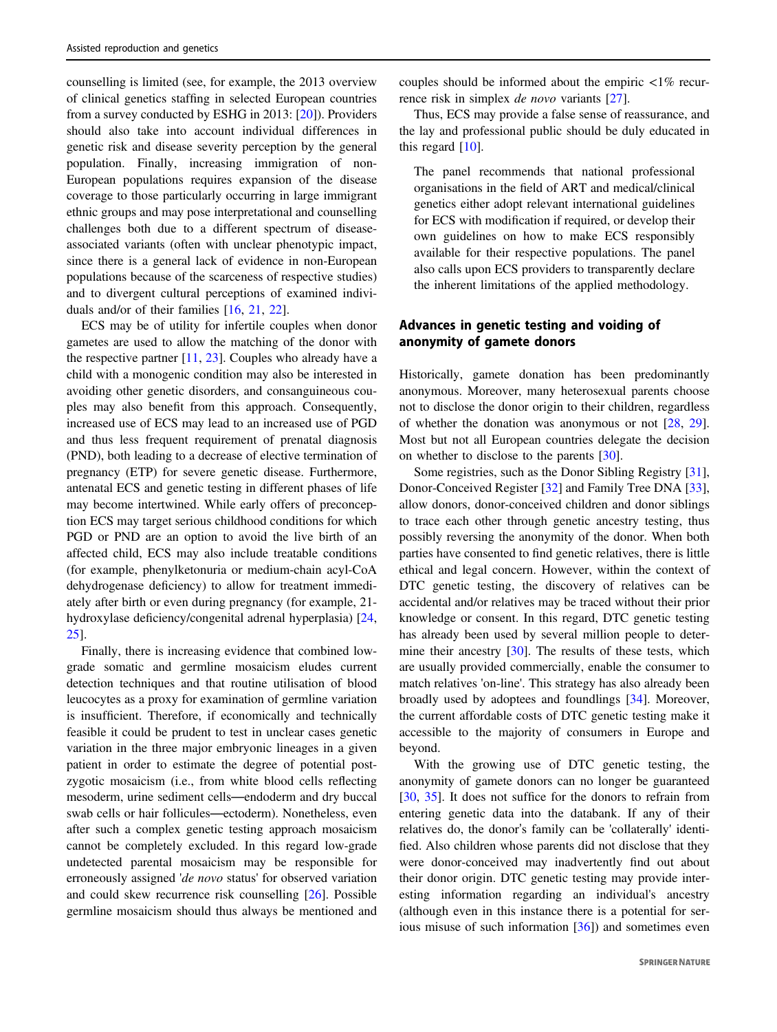counselling is limited (see, for example, the 2013 overview of clinical genetics staffing in selected European countries from a survey conducted by ESHG in 2013: [20]). Providers should also take into account individual differences in genetic risk and disease severity perception by the general population. Finally, increasing immigration of non-European populations requires expansion of the disease coverage to those particularly occurring in large immigrant ethnic groups and may pose interpretational and counselling challenges both due to a different spectrum of disease-associated variants (often with unclear phenotypic impact, since there is a general lack of evidence in non-European populations because of the scarceness of respective studies) and to divergent cultural perceptions of examined individuals and/or of their families [16, 21, 22].

ECS may be of utility for infertile couples when donor gametes are used to allow the matching of the donor with the respective partner [11, 23]. Couples who already have a child with a monogenic condition may also be interested in avoiding other genetic disorders, and consanguineous couples may also benefit from this approach. Consequently, increased use of ECS may lead to an increased use of PGD and thus less frequent requirement of prenatal diagnosis (PND), both leading to a decrease of elective termination of pregnancy (ETP) for severe genetic disease. Furthermore, antenatal ECS and genetic testing in different phases of life may become intertwined. While early offers of preconception ECS may target serious childhood conditions for which PGD or PND are an option to avoid the live birth of an affected child, ECS may also include treatable conditions (for example, phenylketonuria or medium-chain acyl-CoA dehydrogenase deficiency) to allow for treatment immediately after birth or even during pregnancy (for example, 21-hydroxylase deficiency/congenital adrenal hyperplasia) [24, 25].

Finally, there is increasing evidence that combined low-grade somatic and germline mosaicism eludes current detection techniques and that routine utilisation of blood leucocytes as a proxy for examination of germline variation is insufficient. Therefore, if economically and technically feasible it could be prudent to test in unclear cases genetic variation in the three major embryonic lineages in a given patient in order to estimate the degree of potential post-zygotic mosaicism (i.e., from white blood cells reflecting mesoderm, urine sediment cells—endoderm and dry buccal swab cells or hair follicules—ectoderm). Nonetheless, even after such a complex genetic testing approach mosaicism cannot be completely excluded. In this regard low-grade undetected parental mosaicism may be responsible for erroneously assigned '*de novo* status' for observed variation and could skew recurrence risk counselling [26]. Possible germline mosaicism should thus always be mentioned and couples should be informed about the empiric <1% recurrence risk in simplex *de novo* variants [27].

Thus, ECS may provide a false sense of reassurance, and the lay and professional public should be duly educated in this regard [10].

> The panel recommends that national professional organisations in the field of ART and medical/clinical genetics either adopt relevant international guidelines for ECS with modification if required, or develop their own guidelines on how to make ECS responsibly available for their respective populations. The panel also calls upon ECS providers to transparently declare the inherent limitations of the applied methodology.

## Advances in genetic testing and voiding of anonymity of gamete donors

Historically, gamete donation has been predominantly anonymous. Moreover, many heterosexual parents choose not to disclose the donor origin to their children, regardless of whether the donation was anonymous or not [28, 29]. Most but not all European countries delegate the decision on whether to disclose to the parents [30].

Some registries, such as the Donor Sibling Registry [31], Donor-Conceived Register [32] and Family Tree DNA [33], allow donors, donor-conceived children and donor siblings to trace each other through genetic ancestry testing, thus possibly reversing the anonymity of the donor. When both parties have consented to find genetic relatives, there is little ethical and legal concern. However, within the context of DTC genetic testing, the discovery of relatives can be accidental and/or relatives may be traced without their prior knowledge or consent. In this regard, DTC genetic testing has already been used by several million people to determine their ancestry [30]. The results of these tests, which are usually provided commercially, enable the consumer to match relatives 'on-line'. This strategy has also already been broadly used by adoptees and foundlings [34]. Moreover, the current affordable costs of DTC genetic testing make it accessible to the majority of consumers in Europe and beyond.

With the growing use of DTC genetic testing, the anonymity of gamete donors can no longer be guaranteed [30, 35]. It does not suffice for the donors to refrain from entering genetic data into the databank. If any of their relatives do, the donor's family can be 'collaterally' identified. Also children whose parents did not disclose that they were donor-conceived may inadvertently find out about their donor origin. DTC genetic testing may provide interesting information regarding an individual's ancestry (although even in this instance there is a potential for serious misuse of such information [36]) and sometimes even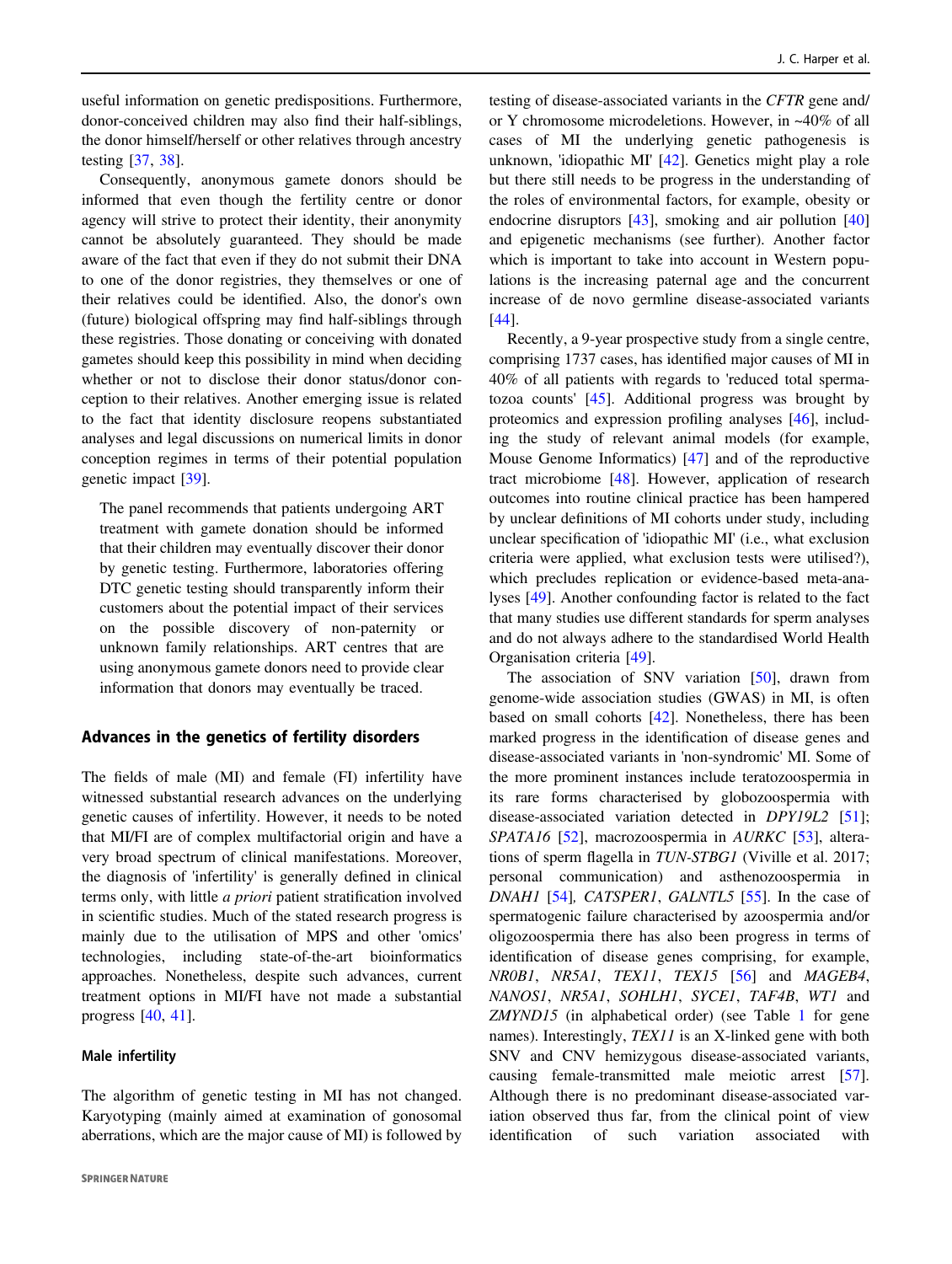useful information on genetic predispositions. Furthermore, donor-conceived children may also find their half-siblings, the donor himself/herself or other relatives through ancestry testing [37, 38].

Consequently, anonymous gamete donors should be informed that even though the fertility centre or donor agency will strive to protect their identity, their anonymity cannot be absolutely guaranteed. They should be made aware of the fact that even if they do not submit their DNA to one of the donor registries, they themselves or one of their relatives could be identified. Also, the donor's own (future) biological offspring may find half-siblings through these registries. Those donating or conceiving with donated gametes should keep this possibility in mind when deciding whether or not to disclose their donor status/donor conception to their relatives. Another emerging issue is related to the fact that identity disclosure reopens substantiated analyses and legal discussions on numerical limits in donor conception regimes in terms of their potential population genetic impact [39].

> The panel recommends that patients undergoing ART treatment with gamete donation should be informed that their children may eventually discover their donor by genetic testing. Furthermore, laboratories offering DTC genetic testing should transparently inform their customers about the potential impact of their services on the possible discovery of non-paternity or unknown family relationships. ART centres that are using anonymous gamete donors need to provide clear information that donors may eventually be traced.

## Advances in the genetics of fertility disorders

The fields of male (MI) and female (FI) infertility have witnessed substantial research advances on the underlying genetic causes of infertility. However, it needs to be noted that MI/FI are of complex multifactorial origin and have a very broad spectrum of clinical manifestations. Moreover, the diagnosis of 'infertility' is generally defined in clinical terms only, with little *a priori* patient stratification involved in scientific studies. Much of the stated research progress is mainly due to the utilisation of MPS and other 'omics' technologies, including state-of-the-art bioinformatics approaches. Nonetheless, despite such advances, current treatment options in MI/FI have not made a substantial progress [40, 41].

### Male infertility

The algorithm of genetic testing in MI has not changed. Karyotyping (mainly aimed at examination of gonosomal aberrations, which are the major cause of MI) is followed by testing of disease-associated variants in the *CFTR* gene and/or Y chromosome microdeletions. However, in ~40% of all cases of MI the underlying genetic pathogenesis is unknown, 'idiopathic MI' [42]. Genetics might play a role but there still needs to be progress in the understanding of the roles of environmental factors, for example, obesity or endocrine disruptors [43], smoking and air pollution [40] and epigenetic mechanisms (see further). Another factor which is important to take into account in Western populations is the increasing paternal age and the concurrent increase of de novo germline disease-associated variants [44].

Recently, a 9-year prospective study from a single centre, comprising 1737 cases, has identified major causes of MI in 40% of all patients with regards to 'reduced total spermatozoa counts' [45]. Additional progress was brought by proteomics and expression profiling analyses [46], including the study of relevant animal models (for example, Mouse Genome Informatics) [47] and of the reproductive tract microbiome [48]. However, application of research outcomes into routine clinical practice has been hampered by unclear definitions of MI cohorts under study, including unclear specification of 'idiopathic MI' (i.e., what exclusion criteria were applied, what exclusion tests were utilised?), which precludes replication or evidence-based meta-analyses [49]. Another confounding factor is related to the fact that many studies use different standards for sperm analyses and do not always adhere to the standardised World Health Organisation criteria [49].

The association of SNV variation [50], drawn from genome-wide association studies (GWAS) in MI, is often based on small cohorts [42]. Nonetheless, there has been marked progress in the identification of disease genes and disease-associated variants in 'non-syndromic' MI. Some of the more prominent instances include teratozoospermia in its rare forms characterised by globozoospermia with disease-associated variation detected in *DPY19L2* [51]; *SPATA16* [52], macrozoospermia in *AURKC* [53], alterations of sperm flagella in *TUN-STBG1* (Viville et al. 2017; personal communication) and asthenozoospermia in *DNAH1* [54], *CATSPER1*, *GALNTL5* [55]. In the case of spermatogenic failure characterised by azoospermia and/or oligozoospermia there has also been progress in terms of identification of disease genes comprising, for example, *NR0B1*, *NR5A1*, *TEX11*, *TEX15* [56] and *MAGEB4*, *NANOS1*, *NR5A1*, *SOHLH1*, *SYCE1*, *TAF4B*, *WT1* and *ZMYND15* (in alphabetical order) (see Table 1 for gene names). Interestingly, *TEX11* is an X-linked gene with both SNV and CNV hemizygous disease-associated variants, causing female-transmitted male meiotic arrest [57]. Although there is no predominant disease-associated variation observed thus far, from the clinical point of view identification of such variation associated with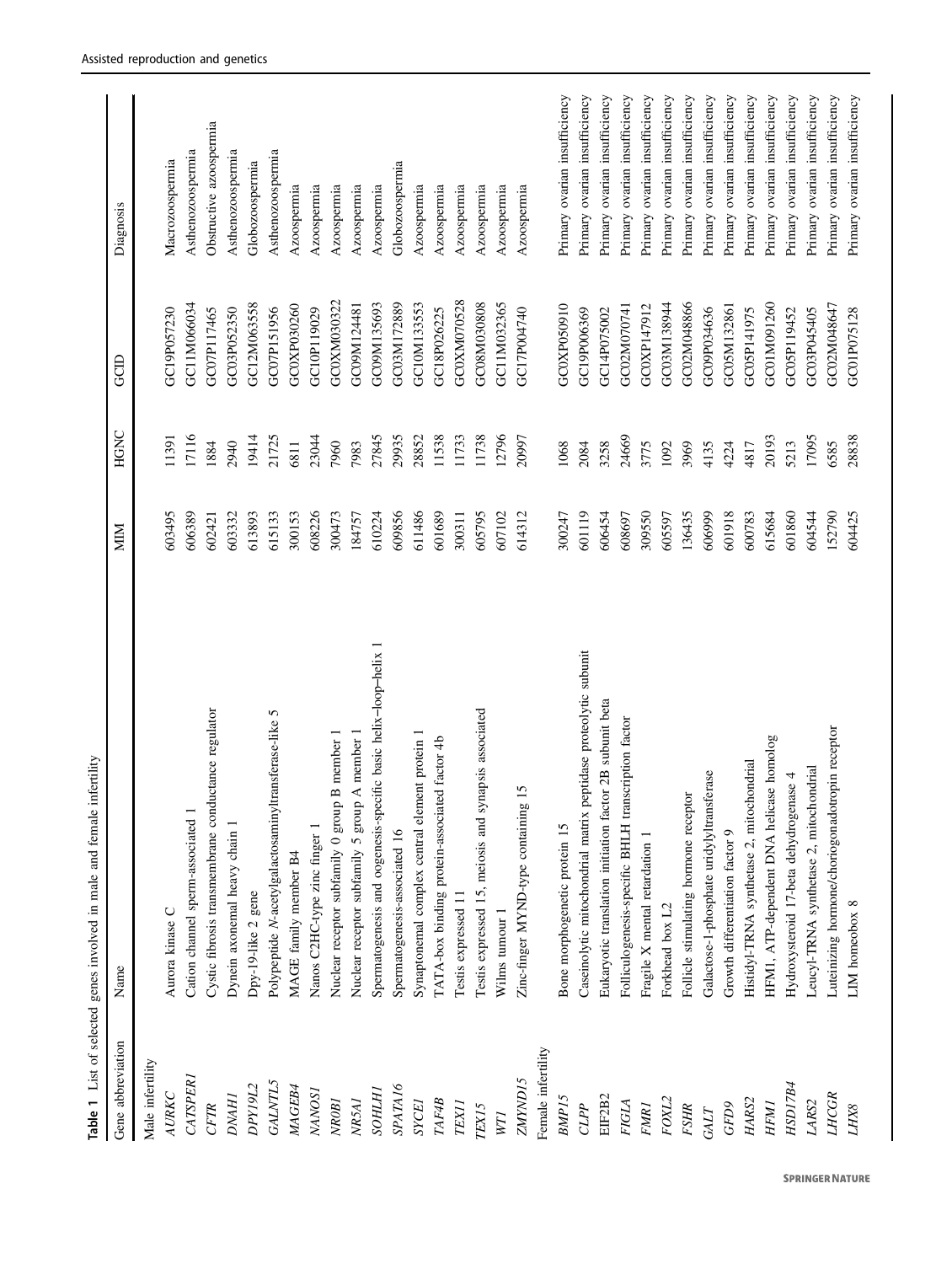**Table 1** List of selected genes involved in male and female infertility

| Gene abbreviation | Name | MIM | HGNC | GCID | Diagnosis |
|---|---|---|---|---|---|
| Male infertility | | | | | |
| *AURKC* | Aurora kinase C | 603495 | 11391 | GC19P057230 | Macrozoospermia |
| *CATSPER1* | Cation channel sperm-associated 1 | 606389 | 17116 | GC11M066034 | Asthenozoospermia |
| *CFTR* | Cystic fibrosis transmembrane conductance regulator | 602421 | 1884 | GC07P117465 | Obstructive azoospermia |
| *DNAH1* | Dynein axonemal heavy chain 1 | 603332 | 2940 | GC03P052350 | Asthenozoospermia |
| *DPY19L2* | Dpy-19-like 2 gene | 613893 | 19414 | GC12M063558 | Globozoospermia |
| *GALNTL5* | Polypeptide *N*-acetylgalactosaminyltransferase-like 5 | 615133 | 21725 | GC07P151956 | Asthenozoospermia |
| *MAGEB4* | MAGE family member B4 | 300153 | 6811 | GC0XP030260 | Azoospermia |
| *NANOS1* | Nanos C2HC-type zinc finger 1 | 608226 | 23044 | GC10P119029 | Azoospermia |
| *NR0B1* | Nuclear receptor subfamily 0 group B member 1 | 300473 | 7960 | GC0XM030322 | Azoospermia |
| *NR5A1* | Nuclear receptor subfamily 5 group A member 1 | 184757 | 7983 | GC09M124481 | Azoospermia |
| *SOHLH1* | Spermatogenesis and oogenesis-specific basic helix–loop–helix 1 | 610224 | 27845 | GC09M135693 | Azoospermia |
| *SPATA16* | Spermatogenesis-associated 16 | 609856 | 29935 | GC03M172889 | Globozoospermia |
| *SYCE1* | Synaptonemal complex central element protein 1 | 611486 | 28852 | GC10M133553 | Azoospermia |
| *TAF4B* | TATA-box binding protein-associated factor 4b | 601689 | 11538 | GC18P026225 | Azoospermia |
| *TEX11* | Testis expressed 11 | 300311 | 11733 | GC0XM070528 | Azoospermia |
| *TEX15* | Testis expressed 15, meiosis and synapsis associated | 605795 | 11738 | GC08M030808 | Azoospermia |
| *WT1* | Wilms tumour 1 | 607102 | 12796 | GC11M032365 | Azoospermia |
| *ZMYND15* | Zinc-finger MYND-type containing 15 | 614312 | 20997 | GC17P004740 | Azoospermia |
| Female infertility | | | | | |
| *BMP15* | Bone morphogenetic protein 15 | 300247 | 1068 | GC0XP050910 | Primary ovarian insufficiency |
| *CLPP* | Caseinolytic mitochondrial matrix peptidase proteolytic subunit | 601119 | 2084 | GC19P006369 | Primary ovarian insufficiency |
| EIF2B2 | Eukaryotic translation initiation factor 2B subunit beta | 606454 | 3258 | GC14P075002 | Primary ovarian insufficiency |
| *FIGLA* | Folliculogenesis-specific BHLH transcription factor | 608697 | 24669 | GC02M070741 | Primary ovarian insufficiency |
| *FMR1* | Fragile X mental retardation 1 | 309550 | 3775 | GC0XP147912 | Primary ovarian insufficiency |
| *FOXL2* | Forkhead box L2 | 605597 | 1092 | GC03M138944 | Primary ovarian insufficiency |
| *FSHR* | Follicle stimulating hormone receptor | 136435 | 3969 | GC02M048866 | Primary ovarian insufficiency |
| *GALT* | Galactose-1-phosphate uridylyltransferase | 606999 | 4135 | GC09P034636 | Primary ovarian insufficiency |
| *GFD9* | Growth differentiation factor 9 | 601918 | 4224 | GC05M132861 | Primary ovarian insufficiency |
| *HARS2* | Histidyl-TRNA synthetase 2, mitochondrial | 600783 | 4817 | GC05P141975 | Primary ovarian insufficiency |
| *HFM1* | HFM1, ATP-dependent DNA helicase homolog | 615684 | 20193 | GC01M091260 | Primary ovarian insufficiency |
| *HSD17B4* | Hydroxysteroid 17-beta dehydrogenase 4 | 601860 | 5213 | GC05P119452 | Primary ovarian insufficiency |
| *LARS2* | Leucyl-TRNA synthetase 2, mitochondrial | 604544 | 17095 | GC03P045405 | Primary ovarian insufficiency |
| *LHCGR* | Luteinizing hormone/choriogonadotropin receptor | 152790 | 6585 | GC02M048647 | Primary ovarian insufficiency |
| *LHX8* | LIM homeobox 8 | 604425 | 28838 | GC01P075128 | Primary ovarian insufficiency |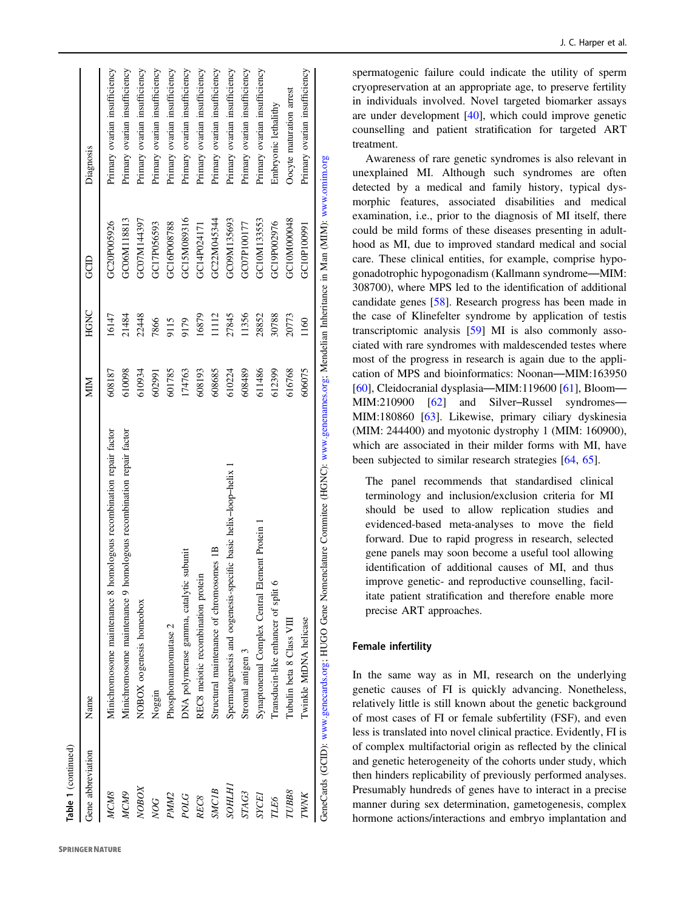**Table 1** (continued)

| Gene abbreviation | Name | MIM | HGNC | GCID | Diagnosis |
|---|---|---|---|---|---|
| *MCM8* | Minichromosome maintenance 8 homologous recombination repair factor | 608187 | 16147 | GC20P005926 | Primary ovarian insufficiency |
| *MCM9* | Minichromosome maintenance 9 homologous recombination repair factor | 610098 | 21484 | GC06M118813 | Primary ovarian insufficiency |
| *NOBOX* | NOBOX oogenesis homeobox | 610934 | 22448 | GC07M144397 | Primary ovarian insufficiency |
| *NOG* | Noggin | 602991 | 7866 | GC17P056593 | Primary ovarian insufficiency |
| *PMM2* | Phosphomannomutase 2 | 601785 | 9115 | GC16P008788 | Primary ovarian insufficiency |
| *POLG* | DNA polymerase gamma, catalytic subunit | 174763 | 9179 | GC15M089316 | Primary ovarian insufficiency |
| *REC8* | REC8 meiotic recombination protein | 608193 | 16879 | GC14P024171 | Primary ovarian insufficiency |
| *SMC1B* | Structural maintenance of chromosomes 1B | 608685 | 11112 | GC22M045344 | Primary ovarian insufficiency |
| *SOHLH1* | Spermatogenesis and oogenesis-specific basic helix–loop–helix 1 | 610224 | 27845 | GC09M135693 | Primary ovarian insufficiency |
| *STAG3* | Stromal antigen 3 | 608489 | 11356 | GC07P100177 | Primary ovarian insufficiency |
| *SYCE1* | Synaptonemal Complex Central Element Protein 1 | 611486 | 28852 | GC10M133553 | Primary ovarian insufficiency |
| *TLE6* | Transducin-like enhancer of split 6 | 612399 | 30788 | GC19P002976 | Embryonic lethality |
| *TUBB8* | Tubulin beta 8 Class VIII | 616768 | 20773 | GC10M000048 | Oocyte maturation arrest |
| *TWNK* | Twinkle MtDNA helicase | 606075 | 1160 | GC10P100991 | Primary ovarian insufficiency |

GeneCards (GCID): www.genecards.org; HUGO Gene Nomenclature Commitee (HGNC): www.genenames.org; Mendelian Inheritance in Man (MIM): www.omim.org

spermatogenic failure could indicate the utility of sperm cryopreservation at an appropriate age, to preserve fertility in individuals involved. Novel targeted biomarker assays are under development [40], which could improve genetic counselling and patient stratification for targeted ART treatment.

Awareness of rare genetic syndromes is also relevant in unexplained MI. Although such syndromes are often detected by a medical and family history, typical dysmorphic features, associated disabilities and medical examination, i.e., prior to the diagnosis of MI itself, there could be mild forms of these diseases presenting in adulthood as MI, due to improved standard medical and social care. These clinical entities, for example, comprise hypogonadotrophic hypogonadism (Kallmann syndrome—MIM: 308700), where MPS led to the identification of additional candidate genes [58]. Research progress has been made in the case of Klinefelter syndrome by application of testis transcriptomic analysis [59] MI is also commonly associated with rare syndromes with maldescended testes where most of the progress in research is again due to the application of MPS and bioinformatics: Noonan—MIM:163950 [60], Cleidocranial dysplasia—MIM:119600 [61], Bloom—MIM:210900 [62] and Silver–Russel syndromes—MIM:180860 [63]. Likewise, primary ciliary dyskinesia (MIM: 244400) and myotonic dystrophy 1 (MIM: 160900), which are associated in their milder forms with MI, have been subjected to similar research strategies [64, 65].

> The panel recommends that standardised clinical terminology and inclusion/exclusion criteria for MI should be used to allow replication studies and evidenced-based meta-analyses to move the field forward. Due to rapid progress in research, selected gene panels may soon become a useful tool allowing identification of additional causes of MI, and thus improve genetic- and reproductive counselling, facilitate patient stratification and therefore enable more precise ART approaches.

## Female infertility

In the same way as in MI, research on the underlying genetic causes of FI is quickly advancing. Nonetheless, relatively little is still known about the genetic background of most cases of FI or female subfertility (FSF), and even less is translated into novel clinical practice. Evidently, FI is of complex multifactorial origin as reflected by the clinical and genetic heterogeneity of the cohorts under study, which then hinders replicability of previously performed analyses. Presumably hundreds of genes have to interact in a precise manner during sex determination, gametogenesis, complex hormone actions/interactions and embryo implantation and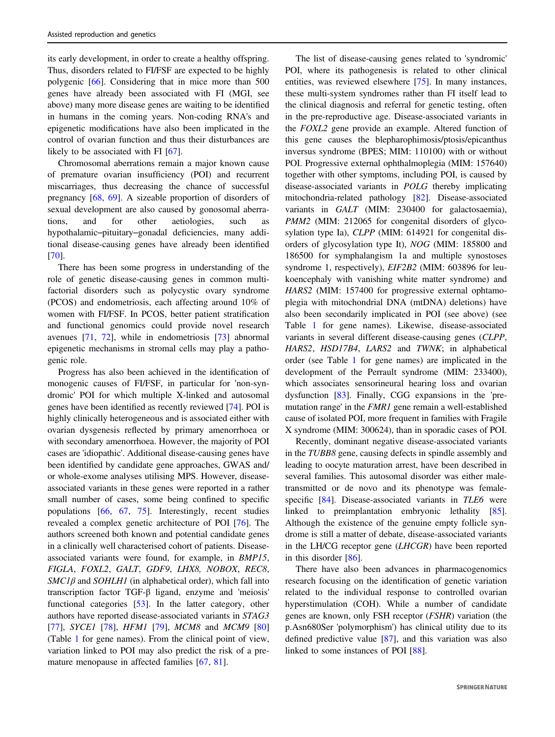its early development, in order to create a healthy offspring. Thus, disorders related to FI/FSF are expected to be highly polygenic [66]. Considering that in mice more than 500 genes have already been associated with FI (MGI, see above) many more disease genes are waiting to be identified in humans in the coming years. Non-coding RNA's and epigenetic modifications have also been implicated in the control of ovarian function and thus their disturbances are likely to be associated with FI [67].

Chromosomal aberrations remain a major known cause of premature ovarian insufficiency (POI) and recurrent miscarriages, thus decreasing the chance of successful pregnancy [68, 69]. A sizeable proportion of disorders of sexual development are also caused by gonosomal aberrations, and for other aetiologies, such as hypothalamic–pituitary–gonadal deficiencies, many additional disease-causing genes have already been identified [70].

There has been some progress in understanding of the role of genetic disease-causing genes in common multifactorial disorders such as polycystic ovary syndrome (PCOS) and endometriosis, each affecting around 10% of women with FI/FSF. In PCOS, better patient stratification and functional genomics could provide novel research avenues [71, 72], while in endometriosis [73] abnormal epigenetic mechanisms in stromal cells may play a pathogenic role.

Progress has also been achieved in the identification of monogenic causes of FI/FSF, in particular for 'non-syndromic' POI for which multiple X-linked and autosomal genes have been identified as recently reviewed [74]. POI is highly clinically heterogeneous and is associated either with ovarian dysgenesis reflected by primary amenorrhoea or with secondary amenorrhoea. However, the majority of POI cases are 'idiopathic'. Additional disease-causing genes have been identified by candidate gene approaches, GWAS and/or whole-exome analyses utilising MPS. However, disease-associated variants in these genes were reported in a rather small number of cases, some being confined to specific populations [66, 67, 75]. Interestingly, recent studies revealed a complex genetic architecture of POI [76]. The authors screened both known and potential candidate genes in a clinically well characterised cohort of patients. Disease-associated variants were found, for example, in *BMP15*, *FIGLA*, *FOXL2*, *GALT*, *GDF9*, *LHX8*, *NOBOX*, *REC8*, *SMC1β* and *SOHLH1* (in alphabetical order), which fall into transcription factor TGF-β ligand, enzyme and 'meiosis' functional categories [53]. In the latter category, other authors have reported disease-associated variants in *STAG3* [77], *SYCE1* [78], *HFM1* [79], *MCM8* and *MCM9* [80] (Table 1 for gene names). From the clinical point of view, variation linked to POI may also predict the risk of a premature menopause in affected families [67, 81].

The list of disease-causing genes related to 'syndromic' POI, where its pathogenesis is related to other clinical entities, was reviewed elsewhere [75]. In many instances, these multi-system syndromes rather than FI itself lead to the clinical diagnosis and referral for genetic testing, often in the pre-reproductive age. Disease-associated variants in the *FOXL2* gene provide an example. Altered function of this gene causes the blepharophimosis/ptosis/epicanthus inversus syndrome (BPES; MIM: 110100) with or without POI. Progressive external ophthalmoplegia (MIM: 157640) together with other symptoms, including POI, is caused by disease-associated variants in *POLG* thereby implicating mitochondria-related pathology [82]. Disease-associated variants in *GALT* (MIM: 230400 for galactosaemia), *PMM2* (MIM: 212065 for congenital disorders of glycosylation type Ia), *CLPP* (MIM: 614921 for congenital disorders of glycosylation type It), *NOG* (MIM: 185800 and 186500 for symphalangism 1a and multiple synostoses syndrome 1, respectively), *EIF2B2* (MIM: 603896 for leukoencephaly with vanishing white matter syndrome) and *HARS2* (MIM: 157400 for progressive external ophtamoplegia with mitochondrial DNA (mtDNA) deletions) have also been secondarily implicated in POI (see above) (see Table 1 for gene names). Likewise, disease-associated variants in several different disease-causing genes (*CLPP*, *HARS2*, *HSD17B4*, *LARS2* and *TWNK*; in alphabetical order (see Table 1 for gene names) are implicated in the development of the Perrault syndrome (MIM: 233400), which associates sensorineural hearing loss and ovarian dysfunction [83]. Finally, CGG expansions in the 'premutation range' in the *FMR1* gene remain a well-established cause of isolated POI, more frequent in families with Fragile X syndrome (MIM: 300624), than in sporadic cases of POI.

Recently, dominant negative disease-associated variants in the *TUBB8* gene, causing defects in spindle assembly and leading to oocyte maturation arrest, have been described in several families. This autosomal disorder was either male-transmitted or de novo and its phenotype was female-specific [84]. Disease-associated variants in *TLE6* were linked to preimplantation embryonic lethality [85]. Although the existence of the genuine empty follicle syndrome is still a matter of debate, disease-associated variants in the LH/CG receptor gene (*LHCGR*) have been reported in this disorder [86].

There have also been advances in pharmacogenomics research focusing on the identification of genetic variation related to the individual response to controlled ovarian hyperstimulation (COH). While a number of candidate genes are known, only FSH receptor (*FSHR*) variation (the p.Asn680Ser 'polymorphism') has clinical utility due to its defined predictive value [87], and this variation was also linked to some instances of POI [88].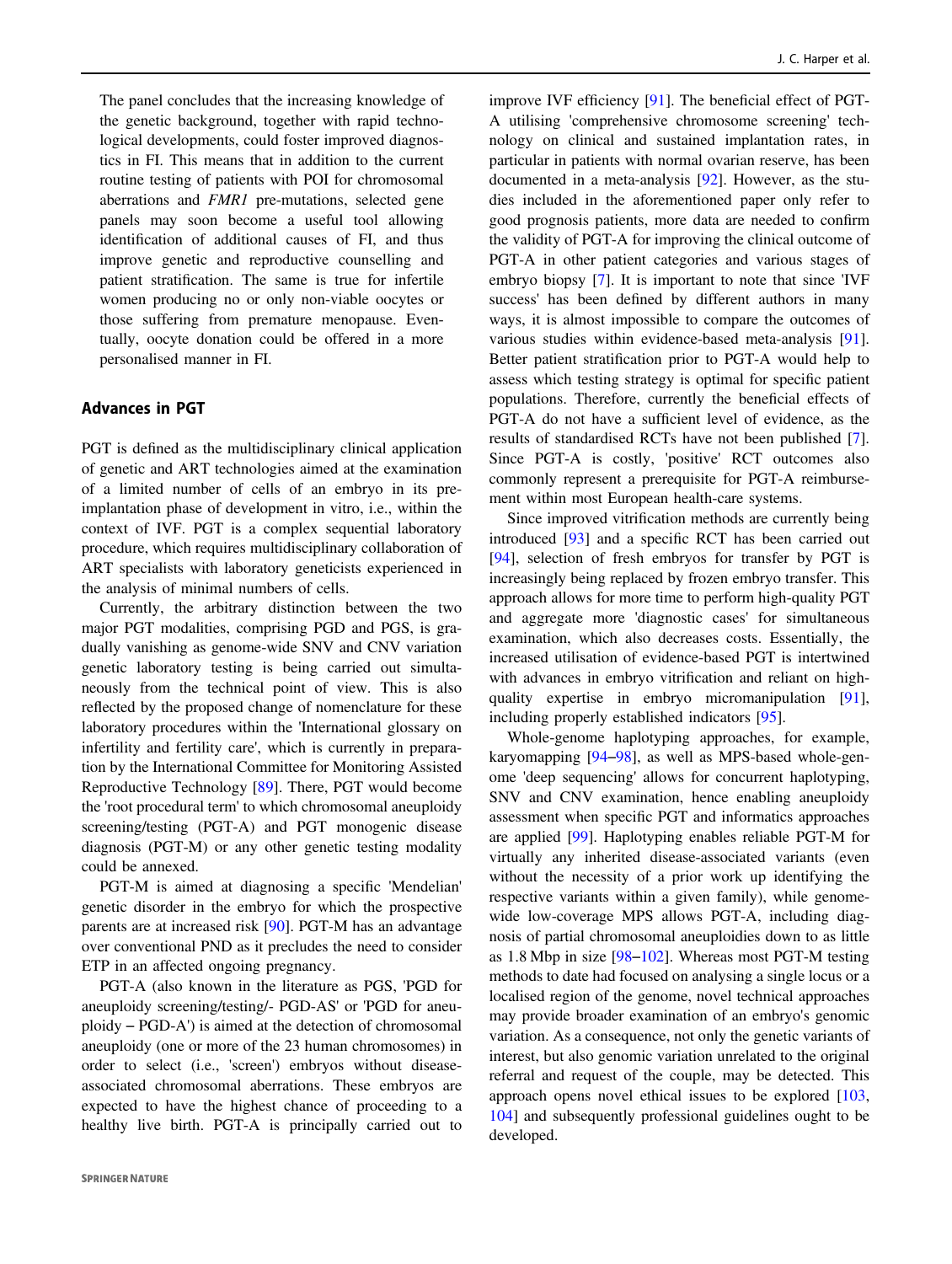The panel concludes that the increasing knowledge of the genetic background, together with rapid technological developments, could foster improved diagnostics in FI. This means that in addition to the current routine testing of patients with POI for chromosomal aberrations and *FMR1* pre-mutations, selected gene panels may soon become a useful tool allowing identification of additional causes of FI, and thus improve genetic and reproductive counselling and patient stratification. The same is true for infertile women producing no or only non-viable oocytes or those suffering from premature menopause. Eventually, oocyte donation could be offered in a more personalised manner in FI.

## Advances in PGT

PGT is defined as the multidisciplinary clinical application of genetic and ART technologies aimed at the examination of a limited number of cells of an embryo in its preimplantation phase of development in vitro, i.e., within the context of IVF. PGT is a complex sequential laboratory procedure, which requires multidisciplinary collaboration of ART specialists with laboratory geneticists experienced in the analysis of minimal numbers of cells.

Currently, the arbitrary distinction between the two major PGT modalities, comprising PGD and PGS, is gradually vanishing as genome-wide SNV and CNV variation genetic laboratory testing is being carried out simultaneously from the technical point of view. This is also reflected by the proposed change of nomenclature for these laboratory procedures within the 'International glossary on infertility and fertility care', which is currently in preparation by the International Committee for Monitoring Assisted Reproductive Technology [89]. There, PGT would become the 'root procedural term' to which chromosomal aneuploidy screening/testing (PGT-A) and PGT monogenic disease diagnosis (PGT-M) or any other genetic testing modality could be annexed.

PGT-M is aimed at diagnosing a specific 'Mendelian' genetic disorder in the embryo for which the prospective parents are at increased risk [90]. PGT-M has an advantage over conventional PND as it precludes the need to consider ETP in an affected ongoing pregnancy.

PGT-A (also known in the literature as PGS, 'PGD for aneuploidy screening/testing/- PGD-AS' or 'PGD for aneuploidy – PGD-A') is aimed at the detection of chromosomal aneuploidy (one or more of the 23 human chromosomes) in order to select (i.e., 'screen') embryos without disease-associated chromosomal aberrations. These embryos are expected to have the highest chance of proceeding to a healthy live birth. PGT-A is principally carried out to improve IVF efficiency [91]. The beneficial effect of PGT-A utilising 'comprehensive chromosome screening' technology on clinical and sustained implantation rates, in particular in patients with normal ovarian reserve, has been documented in a meta-analysis [92]. However, as the studies included in the aforementioned paper only refer to good prognosis patients, more data are needed to confirm the validity of PGT-A for improving the clinical outcome of PGT-A in other patient categories and various stages of embryo biopsy [7]. It is important to note that since 'IVF success' has been defined by different authors in many ways, it is almost impossible to compare the outcomes of various studies within evidence-based meta-analysis [91]. Better patient stratification prior to PGT-A would help to assess which testing strategy is optimal for specific patient populations. Therefore, currently the beneficial effects of PGT-A do not have a sufficient level of evidence, as the results of standardised RCTs have not been published [7]. Since PGT-A is costly, 'positive' RCT outcomes also commonly represent a prerequisite for PGT-A reimbursement within most European health-care systems.

Since improved vitrification methods are currently being introduced [93] and a specific RCT has been carried out [94], selection of fresh embryos for transfer by PGT is increasingly being replaced by frozen embryo transfer. This approach allows for more time to perform high-quality PGT and aggregate more 'diagnostic cases' for simultaneous examination, which also decreases costs. Essentially, the increased utilisation of evidence-based PGT is intertwined with advances in embryo vitrification and reliant on high-quality expertise in embryo micromanipulation [91], including properly established indicators [95].

Whole-genome haplotyping approaches, for example, karyomapping [94–98], as well as MPS-based whole-genome 'deep sequencing' allows for concurrent haplotyping, SNV and CNV examination, hence enabling aneuploidy assessment when specific PGT and informatics approaches are applied [99]. Haplotyping enables reliable PGT-M for virtually any inherited disease-associated variants (even without the necessity of a prior work up identifying the respective variants within a given family), while genome-wide low-coverage MPS allows PGT-A, including diagnosis of partial chromosomal aneuploidies down to as little as 1.8 Mbp in size [98–102]. Whereas most PGT-M testing methods to date had focused on analysing a single locus or a localised region of the genome, novel technical approaches may provide broader examination of an embryo's genomic variation. As a consequence, not only the genetic variants of interest, but also genomic variation unrelated to the original referral and request of the couple, may be detected. This approach opens novel ethical issues to be explored [103, 104] and subsequently professional guidelines ought to be developed.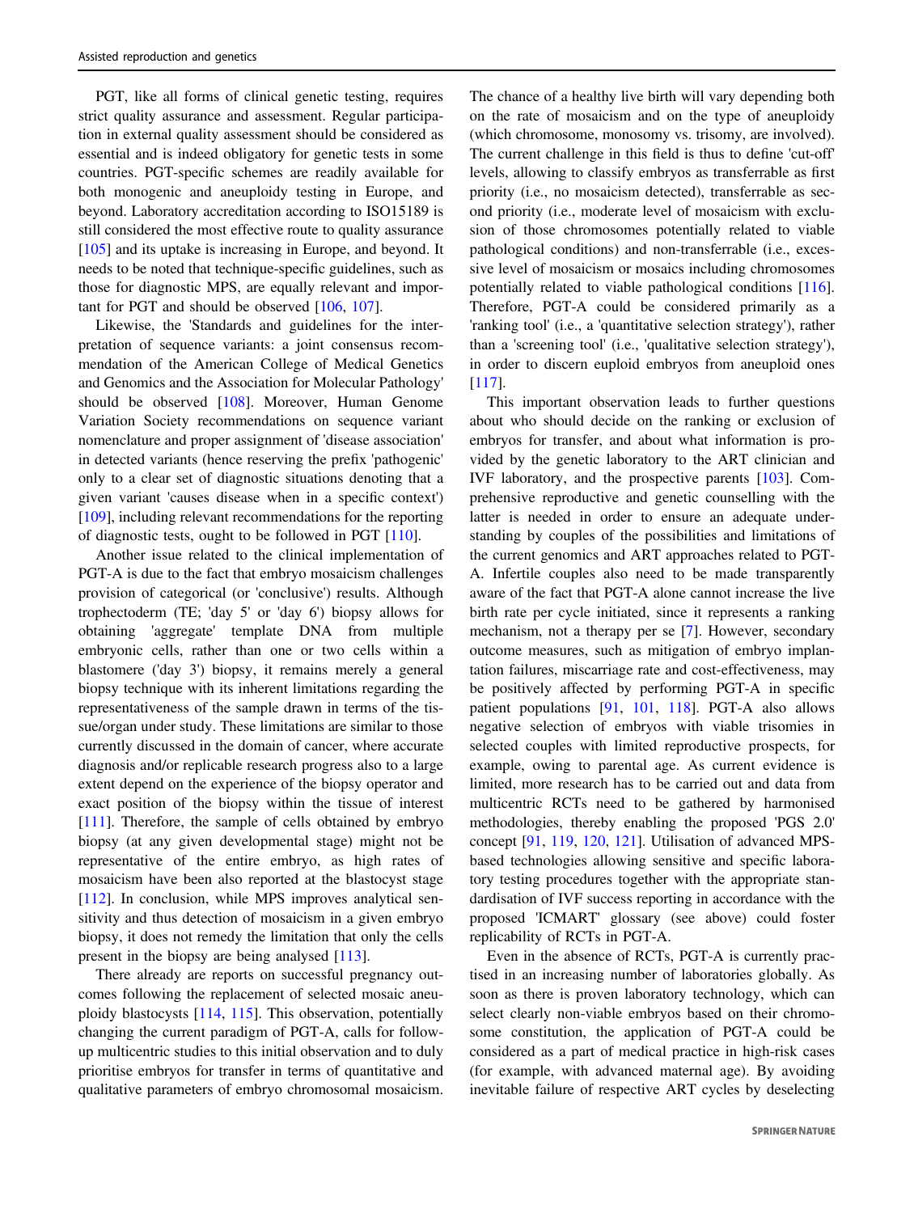PGT, like all forms of clinical genetic testing, requires strict quality assurance and assessment. Regular participation in external quality assessment should be considered as essential and is indeed obligatory for genetic tests in some countries. PGT-specific schemes are readily available for both monogenic and aneuploidy testing in Europe, and beyond. Laboratory accreditation according to ISO15189 is still considered the most effective route to quality assurance [105] and its uptake is increasing in Europe, and beyond. It needs to be noted that technique-specific guidelines, such as those for diagnostic MPS, are equally relevant and important for PGT and should be observed [106, 107].

Likewise, the 'Standards and guidelines for the interpretation of sequence variants: a joint consensus recommendation of the American College of Medical Genetics and Genomics and the Association for Molecular Pathology' should be observed [108]. Moreover, Human Genome Variation Society recommendations on sequence variant nomenclature and proper assignment of 'disease association' in detected variants (hence reserving the prefix 'pathogenic' only to a clear set of diagnostic situations denoting that a given variant 'causes disease when in a specific context') [109], including relevant recommendations for the reporting of diagnostic tests, ought to be followed in PGT [110].

Another issue related to the clinical implementation of PGT-A is due to the fact that embryo mosaicism challenges provision of categorical (or 'conclusive') results. Although trophectoderm (TE; 'day 5' or 'day 6') biopsy allows for obtaining 'aggregate' template DNA from multiple embryonic cells, rather than one or two cells within a blastomere ('day 3') biopsy, it remains merely a general biopsy technique with its inherent limitations regarding the representativeness of the sample drawn in terms of the tissue/organ under study. These limitations are similar to those currently discussed in the domain of cancer, where accurate diagnosis and/or replicable research progress also to a large extent depend on the experience of the biopsy operator and exact position of the biopsy within the tissue of interest [111]. Therefore, the sample of cells obtained by embryo biopsy (at any given developmental stage) might not be representative of the entire embryo, as high rates of mosaicism have been also reported at the blastocyst stage [112]. In conclusion, while MPS improves analytical sensitivity and thus detection of mosaicism in a given embryo biopsy, it does not remedy the limitation that only the cells present in the biopsy are being analysed [113].

There already are reports on successful pregnancy outcomes following the replacement of selected mosaic aneuploidy blastocysts [114, 115]. This observation, potentially changing the current paradigm of PGT-A, calls for follow-up multicentric studies to this initial observation and to duly prioritise embryos for transfer in terms of quantitative and qualitative parameters of embryo chromosomal mosaicism. The chance of a healthy live birth will vary depending both on the rate of mosaicism and on the type of aneuploidy (which chromosome, monosomy vs. trisomy, are involved). The current challenge in this field is thus to define 'cut-off' levels, allowing to classify embryos as transferrable as first priority (i.e., no mosaicism detected), transferrable as second priority (i.e., moderate level of mosaicism with exclusion of those chromosomes potentially related to viable pathological conditions) and non-transferrable (i.e., excessive level of mosaicism or mosaics including chromosomes potentially related to viable pathological conditions [116]. Therefore, PGT-A could be considered primarily as a 'ranking tool' (i.e., a 'quantitative selection strategy'), rather than a 'screening tool' (i.e., 'qualitative selection strategy'), in order to discern euploid embryos from aneuploid ones [117].

This important observation leads to further questions about who should decide on the ranking or exclusion of embryos for transfer, and about what information is provided by the genetic laboratory to the ART clinician and IVF laboratory, and the prospective parents [103]. Comprehensive reproductive and genetic counselling with the latter is needed in order to ensure an adequate understanding by couples of the possibilities and limitations of the current genomics and ART approaches related to PGT-A. Infertile couples also need to be made transparently aware of the fact that PGT-A alone cannot increase the live birth rate per cycle initiated, since it represents a ranking mechanism, not a therapy per se [7]. However, secondary outcome measures, such as mitigation of embryo implantation failures, miscarriage rate and cost-effectiveness, may be positively affected by performing PGT-A in specific patient populations [91, 101, 118]. PGT-A also allows negative selection of embryos with viable trisomies in selected couples with limited reproductive prospects, for example, owing to parental age. As current evidence is limited, more research has to be carried out and data from multicentric RCTs need to be gathered by harmonised methodologies, thereby enabling the proposed 'PGS 2.0' concept [91, 119, 120, 121]. Utilisation of advanced MPS-based technologies allowing sensitive and specific laboratory testing procedures together with the appropriate standardisation of IVF success reporting in accordance with the proposed 'ICMART' glossary (see above) could foster replicability of RCTs in PGT-A.

Even in the absence of RCTs, PGT-A is currently practised in an increasing number of laboratories globally. As soon as there is proven laboratory technology, which can select clearly non-viable embryos based on their chromosome constitution, the application of PGT-A could be considered as a part of medical practice in high-risk cases (for example, with advanced maternal age). By avoiding inevitable failure of respective ART cycles by deselecting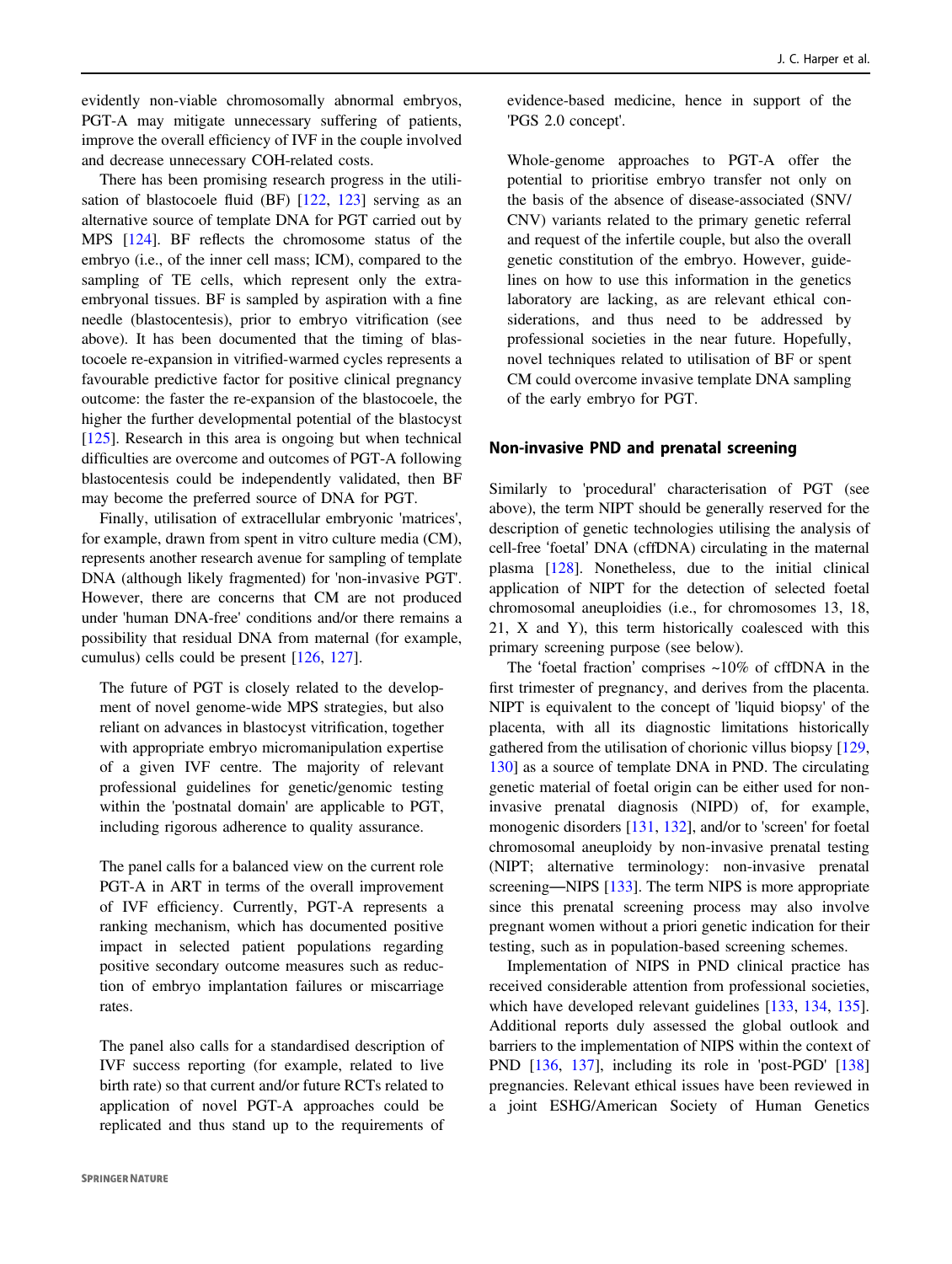evidently non-viable chromosomally abnormal embryos, PGT-A may mitigate unnecessary suffering of patients, improve the overall efficiency of IVF in the couple involved and decrease unnecessary COH-related costs.

There has been promising research progress in the utilisation of blastocoele fluid (BF) [122, 123] serving as an alternative source of template DNA for PGT carried out by MPS [124]. BF reflects the chromosome status of the embryo (i.e., of the inner cell mass; ICM), compared to the sampling of TE cells, which represent only the extra-embryonal tissues. BF is sampled by aspiration with a fine needle (blastocentesis), prior to embryo vitrification (see above). It has been documented that the timing of blastocoele re-expansion in vitrified-warmed cycles represents a favourable predictive factor for positive clinical pregnancy outcome: the faster the re-expansion of the blastocoele, the higher the further developmental potential of the blastocyst [125]. Research in this area is ongoing but when technical difficulties are overcome and outcomes of PGT-A following blastocentesis could be independently validated, then BF may become the preferred source of DNA for PGT.

Finally, utilisation of extracellular embryonic 'matrices', for example, drawn from spent in vitro culture media (CM), represents another research avenue for sampling of template DNA (although likely fragmented) for 'non-invasive PGT'. However, there are concerns that CM are not produced under 'human DNA-free' conditions and/or there remains a possibility that residual DNA from maternal (for example, cumulus) cells could be present [126, 127].

> The future of PGT is closely related to the development of novel genome-wide MPS strategies, but also reliant on advances in blastocyst vitrification, together with appropriate embryo micromanipulation expertise of a given IVF centre. The majority of relevant professional guidelines for genetic/genomic testing within the 'postnatal domain' are applicable to PGT, including rigorous adherence to quality assurance.

> The panel calls for a balanced view on the current role PGT-A in ART in terms of the overall improvement of IVF efficiency. Currently, PGT-A represents a ranking mechanism, which has documented positive impact in selected patient populations regarding positive secondary outcome measures such as reduction of embryo implantation failures or miscarriage rates.

> The panel also calls for a standardised description of IVF success reporting (for example, related to live birth rate) so that current and/or future RCTs related to application of novel PGT-A approaches could be replicated and thus stand up to the requirements of evidence-based medicine, hence in support of the 'PGS 2.0 concept'.

> Whole-genome approaches to PGT-A offer the potential to prioritise embryo transfer not only on the basis of the absence of disease-associated (SNV/CNV) variants related to the primary genetic referral and request of the infertile couple, but also the overall genetic constitution of the embryo. However, guidelines on how to use this information in the genetics laboratory are lacking, as are relevant ethical considerations, and thus need to be addressed by professional societies in the near future. Hopefully, novel techniques related to utilisation of BF or spent CM could overcome invasive template DNA sampling of the early embryo for PGT.

## Non-invasive PND and prenatal screening

Similarly to 'procedural' characterisation of PGT (see above), the term NIPT should be generally reserved for the description of genetic technologies utilising the analysis of cell-free 'foetal' DNA (cffDNA) circulating in the maternal plasma [128]. Nonetheless, due to the initial clinical application of NIPT for the detection of selected foetal chromosomal aneuploidies (i.e., for chromosomes 13, 18, 21, X and Y), this term historically coalesced with this primary screening purpose (see below).

The 'foetal fraction' comprises ~10% of cffDNA in the first trimester of pregnancy, and derives from the placenta. NIPT is equivalent to the concept of 'liquid biopsy' of the placenta, with all its diagnostic limitations historically gathered from the utilisation of chorionic villus biopsy [129, 130] as a source of template DNA in PND. The circulating genetic material of foetal origin can be either used for non-invasive prenatal diagnosis (NIPD) of, for example, monogenic disorders [131, 132], and/or to 'screen' for foetal chromosomal aneuploidy by non-invasive prenatal testing (NIPT; alternative terminology: non-invasive prenatal screening—NIPS [133]. The term NIPS is more appropriate since this prenatal screening process may also involve pregnant women without a priori genetic indication for their testing, such as in population-based screening schemes.

Implementation of NIPS in PND clinical practice has received considerable attention from professional societies, which have developed relevant guidelines [133, 134, 135]. Additional reports duly assessed the global outlook and barriers to the implementation of NIPS within the context of PND [136, 137], including its role in 'post-PGD' [138] pregnancies. Relevant ethical issues have been reviewed in a joint ESHG/American Society of Human Genetics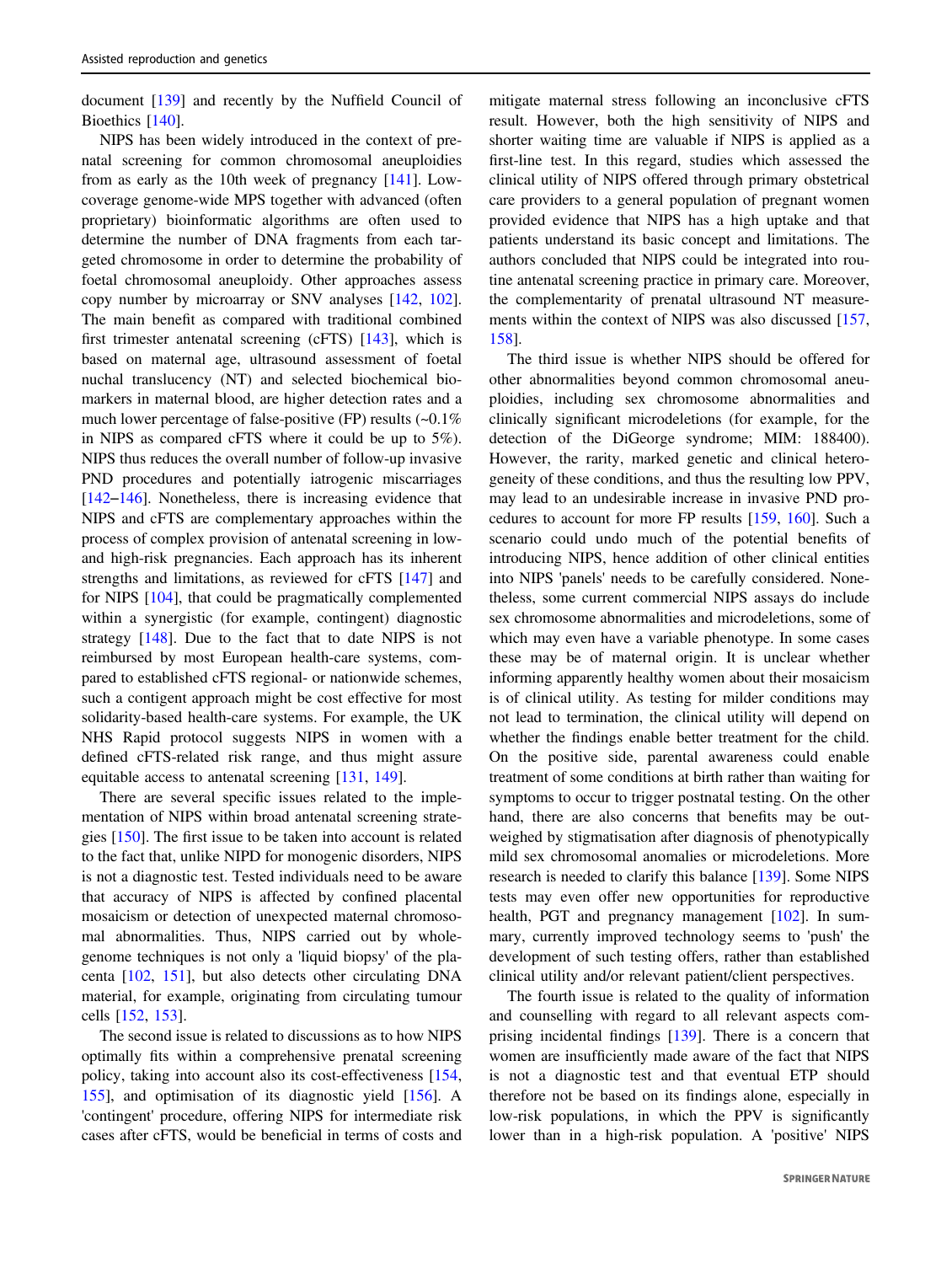document [139] and recently by the Nuffield Council of Bioethics [140].

NIPS has been widely introduced in the context of prenatal screening for common chromosomal aneuploidies from as early as the 10th week of pregnancy [141]. Low-coverage genome-wide MPS together with advanced (often proprietary) bioinformatic algorithms are often used to determine the number of DNA fragments from each targeted chromosome in order to determine the probability of foetal chromosomal aneuploidy. Other approaches assess copy number by microarray or SNV analyses [142, 102]. The main benefit as compared with traditional combined first trimester antenatal screening (cFTS) [143], which is based on maternal age, ultrasound assessment of foetal nuchal translucency (NT) and selected biochemical biomarkers in maternal blood, are higher detection rates and a much lower percentage of false-positive (FP) results (~0.1% in NIPS as compared cFTS where it could be up to 5%). NIPS thus reduces the overall number of follow-up invasive PND procedures and potentially iatrogenic miscarriages [142–146]. Nonetheless, there is increasing evidence that NIPS and cFTS are complementary approaches within the process of complex provision of antenatal screening in low- and high-risk pregnancies. Each approach has its inherent strengths and limitations, as reviewed for cFTS [147] and for NIPS [104], that could be pragmatically complemented within a synergistic (for example, contingent) diagnostic strategy [148]. Due to the fact that to date NIPS is not reimbursed by most European health-care systems, compared to established cFTS regional- or nationwide schemes, such a contigent approach might be cost effective for most solidarity-based health-care systems. For example, the UK NHS Rapid protocol suggests NIPS in women with a defined cFTS-related risk range, and thus might assure equitable access to antenatal screening [131, 149].

There are several specific issues related to the implementation of NIPS within broad antenatal screening strategies [150]. The first issue to be taken into account is related to the fact that, unlike NIPD for monogenic disorders, NIPS is not a diagnostic test. Tested individuals need to be aware that accuracy of NIPS is affected by confined placental mosaicism or detection of unexpected maternal chromosomal abnormalities. Thus, NIPS carried out by whole-genome techniques is not only a 'liquid biopsy' of the placenta [102, 151], but also detects other circulating DNA material, for example, originating from circulating tumour cells [152, 153].

The second issue is related to discussions as to how NIPS optimally fits within a comprehensive prenatal screening policy, taking into account also its cost-effectiveness [154, 155], and optimisation of its diagnostic yield [156]. A 'contingent' procedure, offering NIPS for intermediate risk cases after cFTS, would be beneficial in terms of costs and mitigate maternal stress following an inconclusive cFTS result. However, both the high sensitivity of NIPS and shorter waiting time are valuable if NIPS is applied as a first-line test. In this regard, studies which assessed the clinical utility of NIPS offered through primary obstetrical care providers to a general population of pregnant women provided evidence that NIPS has a high uptake and that patients understand its basic concept and limitations. The authors concluded that NIPS could be integrated into routine antenatal screening practice in primary care. Moreover, the complementarity of prenatal ultrasound NT measurements within the context of NIPS was also discussed [157, 158].

The third issue is whether NIPS should be offered for other abnormalities beyond common chromosomal aneuploidies, including sex chromosome abnormalities and clinically significant microdeletions (for example, for the detection of the DiGeorge syndrome; MIM: 188400). However, the rarity, marked genetic and clinical heterogeneity of these conditions, and thus the resulting low PPV, may lead to an undesirable increase in invasive PND procedures to account for more FP results [159, 160]. Such a scenario could undo much of the potential benefits of introducing NIPS, hence addition of other clinical entities into NIPS 'panels' needs to be carefully considered. Nonetheless, some current commercial NIPS assays do include sex chromosome abnormalities and microdeletions, some of which may even have a variable phenotype. In some cases these may be of maternal origin. It is unclear whether informing apparently healthy women about their mosaicism is of clinical utility. As testing for milder conditions may not lead to termination, the clinical utility will depend on whether the findings enable better treatment for the child. On the positive side, parental awareness could enable treatment of some conditions at birth rather than waiting for symptoms to occur to trigger postnatal testing. On the other hand, there are also concerns that benefits may be outweighed by stigmatisation after diagnosis of phenotypically mild sex chromosomal anomalies or microdeletions. More research is needed to clarify this balance [139]. Some NIPS tests may even offer new opportunities for reproductive health, PGT and pregnancy management [102]. In summary, currently improved technology seems to 'push' the development of such testing offers, rather than established clinical utility and/or relevant patient/client perspectives.

The fourth issue is related to the quality of information and counselling with regard to all relevant aspects comprising incidental findings [139]. There is a concern that women are insufficiently made aware of the fact that NIPS is not a diagnostic test and that eventual ETP should therefore not be based on its findings alone, especially in low-risk populations, in which the PPV is significantly lower than in a high-risk population. A 'positive' NIPS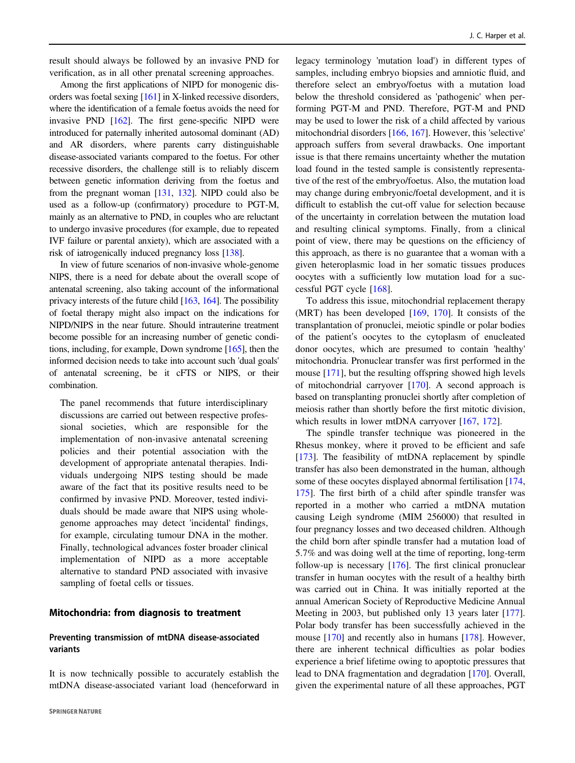result should always be followed by an invasive PND for verification, as in all other prenatal screening approaches.

Among the first applications of NIPD for monogenic disorders was foetal sexing [161] in X-linked recessive disorders, where the identification of a female foetus avoids the need for invasive PND [162]. The first gene-specific NIPD were introduced for paternally inherited autosomal dominant (AD) and AR disorders, where parents carry distinguishable disease-associated variants compared to the foetus. For other recessive disorders, the challenge still is to reliably discern between genetic information deriving from the foetus and from the pregnant woman [131, 132]. NIPD could also be used as a follow-up (confirmatory) procedure to PGT-M, mainly as an alternative to PND, in couples who are reluctant to undergo invasive procedures (for example, due to repeated IVF failure or parental anxiety), which are associated with a risk of iatrogenically induced pregnancy loss [138].

In view of future scenarios of non-invasive whole-genome NIPS, there is a need for debate about the overall scope of antenatal screening, also taking account of the informational privacy interests of the future child [163, 164]. The possibility of foetal therapy might also impact on the indications for NIPD/NIPS in the near future. Should intrauterine treatment become possible for an increasing number of genetic conditions, including, for example, Down syndrome [165], then the informed decision needs to take into account such 'dual goals' of antenatal screening, be it cFTS or NIPS, or their combination.

> The panel recommends that future interdisciplinary discussions are carried out between respective professional societies, which are responsible for the implementation of non-invasive antenatal screening policies and their potential association with the development of appropriate antenatal therapies. Individuals undergoing NIPS testing should be made aware of the fact that its positive results need to be confirmed by invasive PND. Moreover, tested individuals should be made aware that NIPS using whole-genome approaches may detect 'incidental' findings, for example, circulating tumour DNA in the mother. Finally, technological advances foster broader clinical implementation of NIPD as a more acceptable alternative to standard PND associated with invasive sampling of foetal cells or tissues.

## Mitochondria: from diagnosis to treatment

### Preventing transmission of mtDNA disease-associated variants

It is now technically possible to accurately establish the mtDNA disease-associated variant load (henceforward in legacy terminology 'mutation load') in different types of samples, including embryo biopsies and amniotic fluid, and therefore select an embryo/foetus with a mutation load below the threshold considered as 'pathogenic' when performing PGT-M and PND. Therefore, PGT-M and PND may be used to lower the risk of a child affected by various mitochondrial disorders [166, 167]. However, this 'selective' approach suffers from several drawbacks. One important issue is that there remains uncertainty whether the mutation load found in the tested sample is consistently representative of the rest of the embryo/foetus. Also, the mutation load may change during embryonic/foetal development, and it is difficult to establish the cut-off value for selection because of the uncertainty in correlation between the mutation load and resulting clinical symptoms. Finally, from a clinical point of view, there may be questions on the efficiency of this approach, as there is no guarantee that a woman with a given heteroplasmic load in her somatic tissues produces oocytes with a sufficiently low mutation load for a successful PGT cycle [168].

To address this issue, mitochondrial replacement therapy (MRT) has been developed [169, 170]. It consists of the transplantation of pronuclei, meiotic spindle or polar bodies of the patient's oocytes to the cytoplasm of enucleated donor oocytes, which are presumed to contain 'healthy' mitochondria. Pronuclear transfer was first performed in the mouse [171], but the resulting offspring showed high levels of mitochondrial carryover [170]. A second approach is based on transplanting pronuclei shortly after completion of meiosis rather than shortly before the first mitotic division, which results in lower mtDNA carryover [167, 172].

The spindle transfer technique was pioneered in the Rhesus monkey, where it proved to be efficient and safe [173]. The feasibility of mtDNA replacement by spindle transfer has also been demonstrated in the human, although some of these oocytes displayed abnormal fertilisation [174, 175]. The first birth of a child after spindle transfer was reported in a mother who carried a mtDNA mutation causing Leigh syndrome (MIM 256000) that resulted in four pregnancy losses and two deceased children. Although the child born after spindle transfer had a mutation load of 5.7% and was doing well at the time of reporting, long-term follow-up is necessary [176]. The first clinical pronuclear transfer in human oocytes with the result of a healthy birth was carried out in China. It was initially reported at the annual American Society of Reproductive Medicine Annual Meeting in 2003, but published only 13 years later [177]. Polar body transfer has been successfully achieved in the mouse [170] and recently also in humans [178]. However, there are inherent technical difficulties as polar bodies experience a brief lifetime owing to apoptotic pressures that lead to DNA fragmentation and degradation [170]. Overall, given the experimental nature of all these approaches, PGT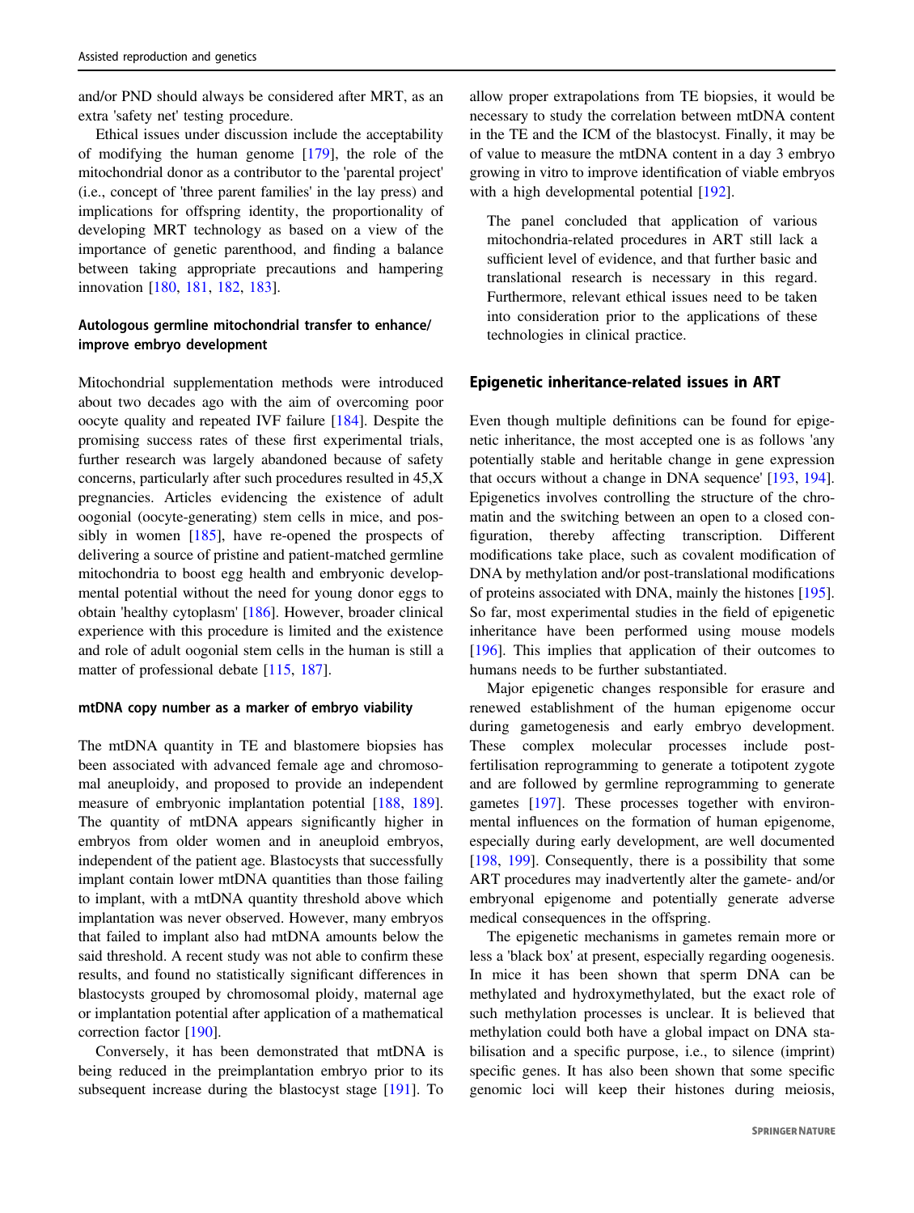and/or PND should always be considered after MRT, as an extra 'safety net' testing procedure.

Ethical issues under discussion include the acceptability of modifying the human genome [179], the role of the mitochondrial donor as a contributor to the 'parental project' (i.e., concept of 'three parent families' in the lay press) and implications for offspring identity, the proportionality of developing MRT technology as based on a view of the importance of genetic parenthood, and finding a balance between taking appropriate precautions and hampering innovation [180, 181, 182, 183].

#### Autologous germline mitochondrial transfer to enhance/improve embryo development

Mitochondrial supplementation methods were introduced about two decades ago with the aim of overcoming poor oocyte quality and repeated IVF failure [184]. Despite the promising success rates of these first experimental trials, further research was largely abandoned because of safety concerns, particularly after such procedures resulted in 45,X pregnancies. Articles evidencing the existence of adult oogonial (oocyte-generating) stem cells in mice, and possibly in women [185], have re-opened the prospects of delivering a source of pristine and patient-matched germline mitochondria to boost egg health and embryonic developmental potential without the need for young donor eggs to obtain 'healthy cytoplasm' [186]. However, broader clinical experience with this procedure is limited and the existence and role of adult oogonial stem cells in the human is still a matter of professional debate [115, 187].

#### mtDNA copy number as a marker of embryo viability

The mtDNA quantity in TE and blastomere biopsies has been associated with advanced female age and chromosomal aneuploidy, and proposed to provide an independent measure of embryonic implantation potential [188, 189]. The quantity of mtDNA appears significantly higher in embryos from older women and in aneuploid embryos, independent of the patient age. Blastocysts that successfully implant contain lower mtDNA quantities than those failing to implant, with a mtDNA quantity threshold above which implantation was never observed. However, many embryos that failed to implant also had mtDNA amounts below the said threshold. A recent study was not able to confirm these results, and found no statistically significant differences in blastocysts grouped by chromosomal ploidy, maternal age or implantation potential after application of a mathematical correction factor [190].

Conversely, it has been demonstrated that mtDNA is being reduced in the preimplantation embryo prior to its subsequent increase during the blastocyst stage [191]. To allow proper extrapolations from TE biopsies, it would be necessary to study the correlation between mtDNA content in the TE and the ICM of the blastocyst. Finally, it may be of value to measure the mtDNA content in a day 3 embryo growing in vitro to improve identification of viable embryos with a high developmental potential [192].

> The panel concluded that application of various mitochondria-related procedures in ART still lack a sufficient level of evidence, and that further basic and translational research is necessary in this regard. Furthermore, relevant ethical issues need to be taken into consideration prior to the applications of these technologies in clinical practice.

### Epigenetic inheritance-related issues in ART

Even though multiple definitions can be found for epigenetic inheritance, the most accepted one is as follows 'any potentially stable and heritable change in gene expression that occurs without a change in DNA sequence' [193, 194]. Epigenetics involves controlling the structure of the chromatin and the switching between an open to a closed configuration, thereby affecting transcription. Different modifications take place, such as covalent modification of DNA by methylation and/or post-translational modifications of proteins associated with DNA, mainly the histones [195]. So far, most experimental studies in the field of epigenetic inheritance have been performed using mouse models [196]. This implies that application of their outcomes to humans needs to be further substantiated.

Major epigenetic changes responsible for erasure and renewed establishment of the human epigenome occur during gametogenesis and early embryo development. These complex molecular processes include post-fertilisation reprogramming to generate a totipotent zygote and are followed by germline reprogramming to generate gametes [197]. These processes together with environmental influences on the formation of human epigenome, especially during early development, are well documented [198, 199]. Consequently, there is a possibility that some ART procedures may inadvertently alter the gamete- and/or embryonal epigenome and potentially generate adverse medical consequences in the offspring.

The epigenetic mechanisms in gametes remain more or less a 'black box' at present, especially regarding oogenesis. In mice it has been shown that sperm DNA can be methylated and hydroxymethylated, but the exact role of such methylation processes is unclear. It is believed that methylation could both have a global impact on DNA stabilisation and a specific purpose, i.e., to silence (imprint) specific genes. It has also been shown that some specific genomic loci will keep their histones during meiosis,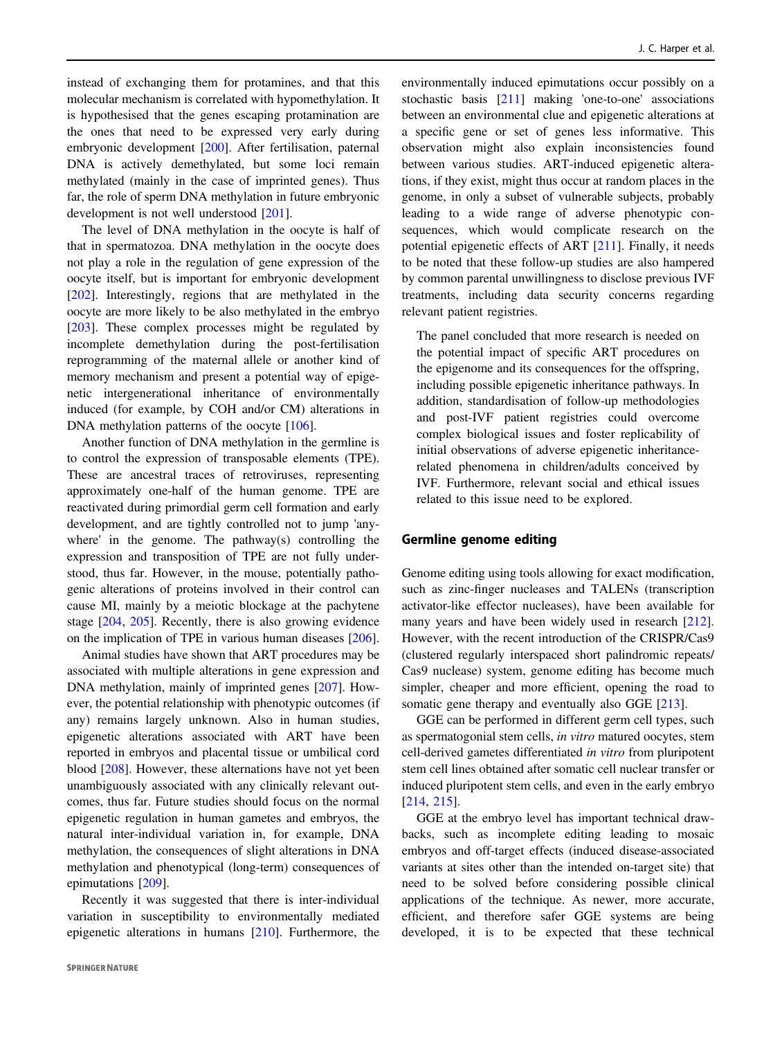instead of exchanging them for protamines, and that this molecular mechanism is correlated with hypomethylation. It is hypothesised that the genes escaping protamination are the ones that need to be expressed very early during embryonic development [200]. After fertilisation, paternal DNA is actively demethylated, but some loci remain methylated (mainly in the case of imprinted genes). Thus far, the role of sperm DNA methylation in future embryonic development is not well understood [201].

The level of DNA methylation in the oocyte is half of that in spermatozoa. DNA methylation in the oocyte does not play a role in the regulation of gene expression of the oocyte itself, but is important for embryonic development [202]. Interestingly, regions that are methylated in the oocyte are more likely to be also methylated in the embryo [203]. These complex processes might be regulated by incomplete demethylation during the post-fertilisation reprogramming of the maternal allele or another kind of memory mechanism and present a potential way of epigenetic intergenerational inheritance of environmentally induced (for example, by COH and/or CM) alterations in DNA methylation patterns of the oocyte [106].

Another function of DNA methylation in the germline is to control the expression of transposable elements (TPE). These are ancestral traces of retroviruses, representing approximately one-half of the human genome. TPE are reactivated during primordial germ cell formation and early development, and are tightly controlled not to jump 'anywhere' in the genome. The pathway(s) controlling the expression and transposition of TPE are not fully understood, thus far. However, in the mouse, potentially pathogenic alterations of proteins involved in their control can cause MI, mainly by a meiotic blockage at the pachytene stage [204, 205]. Recently, there is also growing evidence on the implication of TPE in various human diseases [206].

Animal studies have shown that ART procedures may be associated with multiple alterations in gene expression and DNA methylation, mainly of imprinted genes [207]. However, the potential relationship with phenotypic outcomes (if any) remains largely unknown. Also in human studies, epigenetic alterations associated with ART have been reported in embryos and placental tissue or umbilical cord blood [208]. However, these alternations have not yet been unambiguously associated with any clinically relevant outcomes, thus far. Future studies should focus on the normal epigenetic regulation in human gametes and embryos, the natural inter-individual variation in, for example, DNA methylation, the consequences of slight alterations in DNA methylation and phenotypical (long-term) consequences of epimutations [209].

Recently it was suggested that there is inter-individual variation in susceptibility to environmentally mediated epigenetic alterations in humans [210]. Furthermore, the environmentally induced epimutations occur possibly on a stochastic basis [211] making 'one-to-one' associations between an environmental clue and epigenetic alterations at a specific gene or set of genes less informative. This observation might also explain inconsistencies found between various studies. ART-induced epigenetic alterations, if they exist, might thus occur at random places in the genome, in only a subset of vulnerable subjects, probably leading to a wide range of adverse phenotypic consequences, which would complicate research on the potential epigenetic effects of ART [211]. Finally, it needs to be noted that these follow-up studies are also hampered by common parental unwillingness to disclose previous IVF treatments, including data security concerns regarding relevant patient registries.

> The panel concluded that more research is needed on the potential impact of specific ART procedures on the epigenome and its consequences for the offspring, including possible epigenetic inheritance pathways. In addition, standardisation of follow-up methodologies and post-IVF patient registries could overcome complex biological issues and foster replicability of initial observations of adverse epigenetic inheritance-related phenomena in children/adults conceived by IVF. Furthermore, relevant social and ethical issues related to this issue need to be explored.

## Germline genome editing

Genome editing using tools allowing for exact modification, such as zinc-finger nucleases and TALENs (transcription activator-like effector nucleases), have been available for many years and have been widely used in research [212]. However, with the recent introduction of the CRISPR/Cas9 (clustered regularly interspaced short palindromic repeats/ Cas9 nuclease) system, genome editing has become much simpler, cheaper and more efficient, opening the road to somatic gene therapy and eventually also GGE [213].

GGE can be performed in different germ cell types, such as spermatogonial stem cells, *in vitro* matured oocytes, stem cell-derived gametes differentiated *in vitro* from pluripotent stem cell lines obtained after somatic cell nuclear transfer or induced pluripotent stem cells, and even in the early embryo [214, 215].

GGE at the embryo level has important technical drawbacks, such as incomplete editing leading to mosaic embryos and off-target effects (induced disease-associated variants at sites other than the intended on-target site) that need to be solved before considering possible clinical applications of the technique. As newer, more accurate, efficient, and therefore safer GGE systems are being developed, it is to be expected that these technical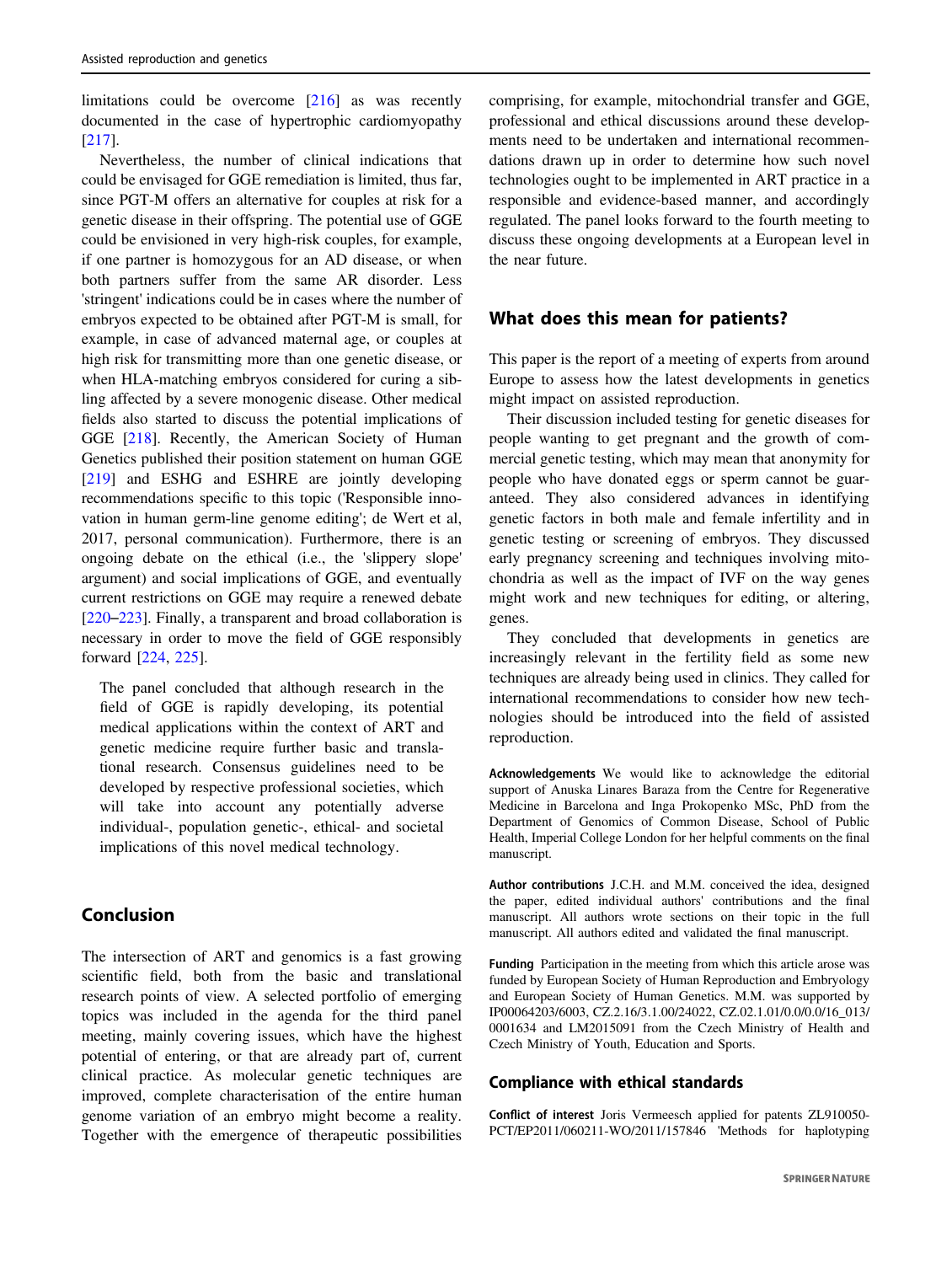limitations could be overcome [216] as was recently documented in the case of hypertrophic cardiomyopathy [217].

Nevertheless, the number of clinical indications that could be envisaged for GGE remediation is limited, thus far, since PGT-M offers an alternative for couples at risk for a genetic disease in their offspring. The potential use of GGE could be envisioned in very high-risk couples, for example, if one partner is homozygous for an AD disease, or when both partners suffer from the same AR disorder. Less 'stringent' indications could be in cases where the number of embryos expected to be obtained after PGT-M is small, for example, in case of advanced maternal age, or couples at high risk for transmitting more than one genetic disease, or when HLA-matching embryos considered for curing a sibling affected by a severe monogenic disease. Other medical fields also started to discuss the potential implications of GGE [218]. Recently, the American Society of Human Genetics published their position statement on human GGE [219] and ESHG and ESHRE are jointly developing recommendations specific to this topic ('Responsible innovation in human germ-line genome editing'; de Wert et al, 2017, personal communication). Furthermore, there is an ongoing debate on the ethical (i.e., the 'slippery slope' argument) and social implications of GGE, and eventually current restrictions on GGE may require a renewed debate [220–223]. Finally, a transparent and broad collaboration is necessary in order to move the field of GGE responsibly forward [224, 225].

> The panel concluded that although research in the field of GGE is rapidly developing, its potential medical applications within the context of ART and genetic medicine require further basic and translational research. Consensus guidelines need to be developed by respective professional societies, which will take into account any potentially adverse individual-, population genetic-, ethical- and societal implications of this novel medical technology.

## Conclusion

The intersection of ART and genomics is a fast growing scientific field, both from the basic and translational research points of view. A selected portfolio of emerging topics was included in the agenda for the third panel meeting, mainly covering issues, which have the highest potential of entering, or that are already part of, current clinical practice. As molecular genetic techniques are improved, complete characterisation of the entire human genome variation of an embryo might become a reality. Together with the emergence of therapeutic possibilities comprising, for example, mitochondrial transfer and GGE, professional and ethical discussions around these developments need to be undertaken and international recommendations drawn up in order to determine how such novel technologies ought to be implemented in ART practice in a responsible and evidence-based manner, and accordingly regulated. The panel looks forward to the fourth meeting to discuss these ongoing developments at a European level in the near future.

## What does this mean for patients?

This paper is the report of a meeting of experts from around Europe to assess how the latest developments in genetics might impact on assisted reproduction.

Their discussion included testing for genetic diseases for people wanting to get pregnant and the growth of commercial genetic testing, which may mean that anonymity for people who have donated eggs or sperm cannot be guaranteed. They also considered advances in identifying genetic factors in both male and female infertility and in genetic testing or screening of embryos. They discussed early pregnancy screening and techniques involving mitochondria as well as the impact of IVF on the way genes might work and new techniques for editing, or altering, genes.

They concluded that developments in genetics are increasingly relevant in the fertility field as some new techniques are already being used in clinics. They called for international recommendations to consider how new technologies should be introduced into the field of assisted reproduction.

**Acknowledgements** We would like to acknowledge the editorial support of Anuska Linares Baraza from the Centre for Regenerative Medicine in Barcelona and Inga Prokopenko MSc, PhD from the Department of Genomics of Common Disease, School of Public Health, Imperial College London for her helpful comments on the final manuscript.

**Author contributions** J.C.H. and M.M. conceived the idea, designed the paper, edited individual authors' contributions and the final manuscript. All authors wrote sections on their topic in the full manuscript. All authors edited and validated the final manuscript.

**Funding** Participation in the meeting from which this article arose was funded by European Society of Human Reproduction and Embryology and European Society of Human Genetics. M.M. was supported by IP00064203/6003, CZ.2.16/3.1.00/24022, CZ.02.1.01/0.0/0.0/16_013/0001634 and LM2015091 from the Czech Ministry of Health and Czech Ministry of Youth, Education and Sports.

### Compliance with ethical standards

**Conflict of interest** Joris Vermeesch applied for patents ZL910050-PCT/EP2011/060211-WO/2011/157846 'Methods for haplotyping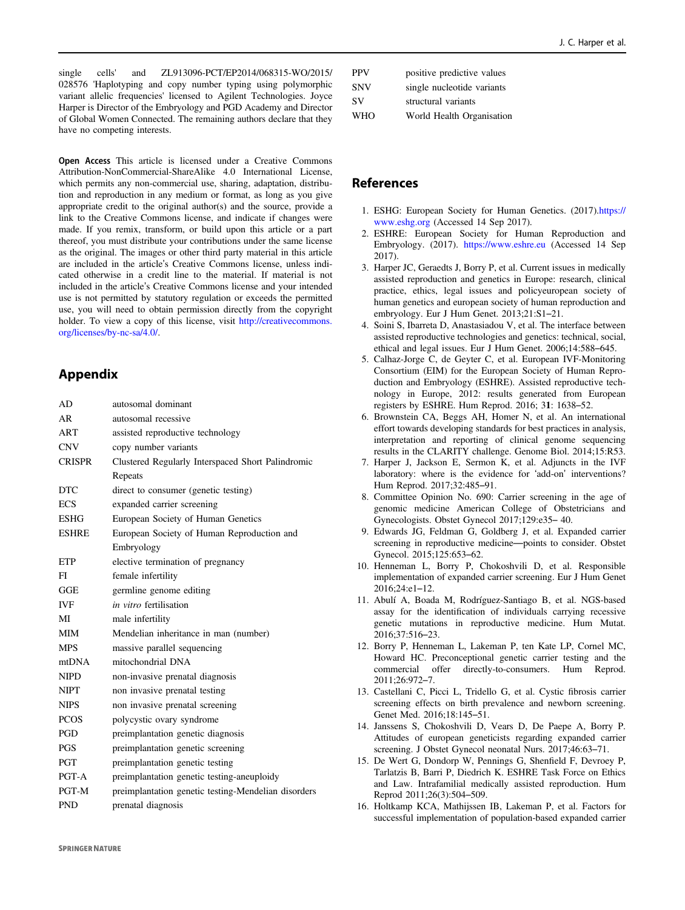single cells' and ZL913096-PCT/EP2014/068315-WO/2015/028576 'Haplotyping and copy number typing using polymorphic variant allelic frequencies' licensed to Agilent Technologies. Joyce Harper is Director of the Embryology and PGD Academy and Director of Global Women Connected. The remaining authors declare that they have no competing interests.

**Open Access** This article is licensed under a Creative Commons Attribution-NonCommercial-ShareAlike 4.0 International License, which permits any non-commercial use, sharing, adaptation, distribution and reproduction in any medium or format, as long as you give appropriate credit to the original author(s) and the source, provide a link to the Creative Commons license, and indicate if changes were made. If you remix, transform, or build upon this article or a part thereof, you must distribute your contributions under the same license as the original. The images or other third party material in this article are included in the article's Creative Commons license, unless indicated otherwise in a credit line to the material. If material is not included in the article's Creative Commons license and your intended use is not permitted by statutory regulation or exceeds the permitted use, you will need to obtain permission directly from the copyright holder. To view a copy of this license, visit http://creativecommons.org/licenses/by-nc-sa/4.0/.

## Appendix

| | |
|---|---|
| AD | autosomal dominant |
| AR | autosomal recessive |
| ART | assisted reproductive technology |
| CNV | copy number variants |
| CRISPR | Clustered Regularly Interspaced Short Palindromic Repeats |
| DTC | direct to consumer (genetic testing) |
| ECS | expanded carrier screening |
| ESHG | European Society of Human Genetics |
| ESHRE | European Society of Human Reproduction and Embryology |
| ETP | elective termination of pregnancy |
| FI | female infertility |
| GGE | germline genome editing |
| IVF | *in vitro* fertilisation |
| MI | male infertility |
| MIM | Mendelian inheritance in man (number) |
| MPS | massive parallel sequencing |
| mtDNA | mitochondrial DNA |
| NIPD | non-invasive prenatal diagnosis |
| NIPT | non invasive prenatal testing |
| NIPS | non invasive prenatal screening |
| PCOS | polycystic ovary syndrome |
| PGD | preimplantation genetic diagnosis |
| PGS | preimplantation genetic screening |
| PGT | preimplantation genetic testing |
| PGT-A | preimplantation genetic testing-aneuploidy |
| PGT-M | preimplantation genetic testing-Mendelian disorders |
| PND | prenatal diagnosis |
| PPV | positive predictive values |
| SNV | single nucleotide variants |
| SV | structural variants |
| WHO | World Health Organisation |

## References

1. ESHG: European Society for Human Genetics. (2017).https://www.eshg.org (Accessed 14 Sep 2017).
2. ESHRE: European Society for Human Reproduction and Embryology. (2017). https://www.eshre.eu (Accessed 14 Sep 2017).
3. Harper JC, Geraedts J, Borry P, et al. Current issues in medically assisted reproduction and genetics in Europe: research, clinical practice, ethics, legal issues and policyeuropean society of human genetics and european society of human reproduction and embryology. Eur J Hum Genet. 2013;21:S1–21.
4. Soini S, Ibarreta D, Anastasiadou V, et al. The interface between assisted reproductive technologies and genetics: technical, social, ethical and legal issues. Eur J Hum Genet. 2006;14:588–645.
5. Calhaz-Jorge C, de Geyter C, et al. European IVF-Monitoring Consortium (EIM) for the European Society of Human Reproduction and Embryology (ESHRE). Assisted reproductive technology in Europe, 2012: results generated from European registers by ESHRE. Hum Reprod. 2016; 31: 1638–52.
6. Brownstein CA, Beggs AH, Homer N, et al. An international effort towards developing standards for best practices in analysis, interpretation and reporting of clinical genome sequencing results in the CLARITY challenge. Genome Biol. 2014;15:R53.
7. Harper J, Jackson E, Sermon K, et al. Adjuncts in the IVF laboratory: where is the evidence for 'add-on' interventions? Hum Reprod. 2017;32:485–91.
8. Committee Opinion No. 690: Carrier screening in the age of genomic medicine American College of Obstetricians and Gynecologists. Obstet Gynecol 2017;129:e35– 40.
9. Edwards JG, Feldman G, Goldberg J, et al. Expanded carrier screening in reproductive medicine—points to consider. Obstet Gynecol. 2015;125:653–62.
10. Henneman L, Borry P, Chokoshvili D, et al. Responsible implementation of expanded carrier screening. Eur J Hum Genet 2016;24:e1–12.
11. Abulí A, Boada M, Rodríguez-Santiago B, et al. NGS-based assay for the identification of individuals carrying recessive genetic mutations in reproductive medicine. Hum Mutat. 2016;37:516–23.
12. Borry P, Henneman L, Lakeman P, ten Kate LP, Cornel MC, Howard HC. Preconceptional genetic carrier testing and the commercial offer directly-to-consumers. Hum Reprod. 2011;26:972–7.
13. Castellani C, Picci L, Tridello G, et al. Cystic fibrosis carrier screening effects on birth prevalence and newborn screening. Genet Med. 2016;18:145–51.
14. Janssens S, Chokoshvili D, Vears D, De Paepe A, Borry P. Attitudes of european geneticists regarding expanded carrier screening. J Obstet Gynecol neonatal Nurs. 2017;46:63–71.
15. De Wert G, Dondorp W, Pennings G, Shenfield F, Devroey P, Tarlatzis B, Barri P, Diedrich K. ESHRE Task Force on Ethics and Law. Intrafamilial medically assisted reproduction. Hum Reprod 2011;26(3):504–509.
16. Holtkamp KCA, Mathijssen IB, Lakeman P, et al. Factors for successful implementation of population-based expanded carrier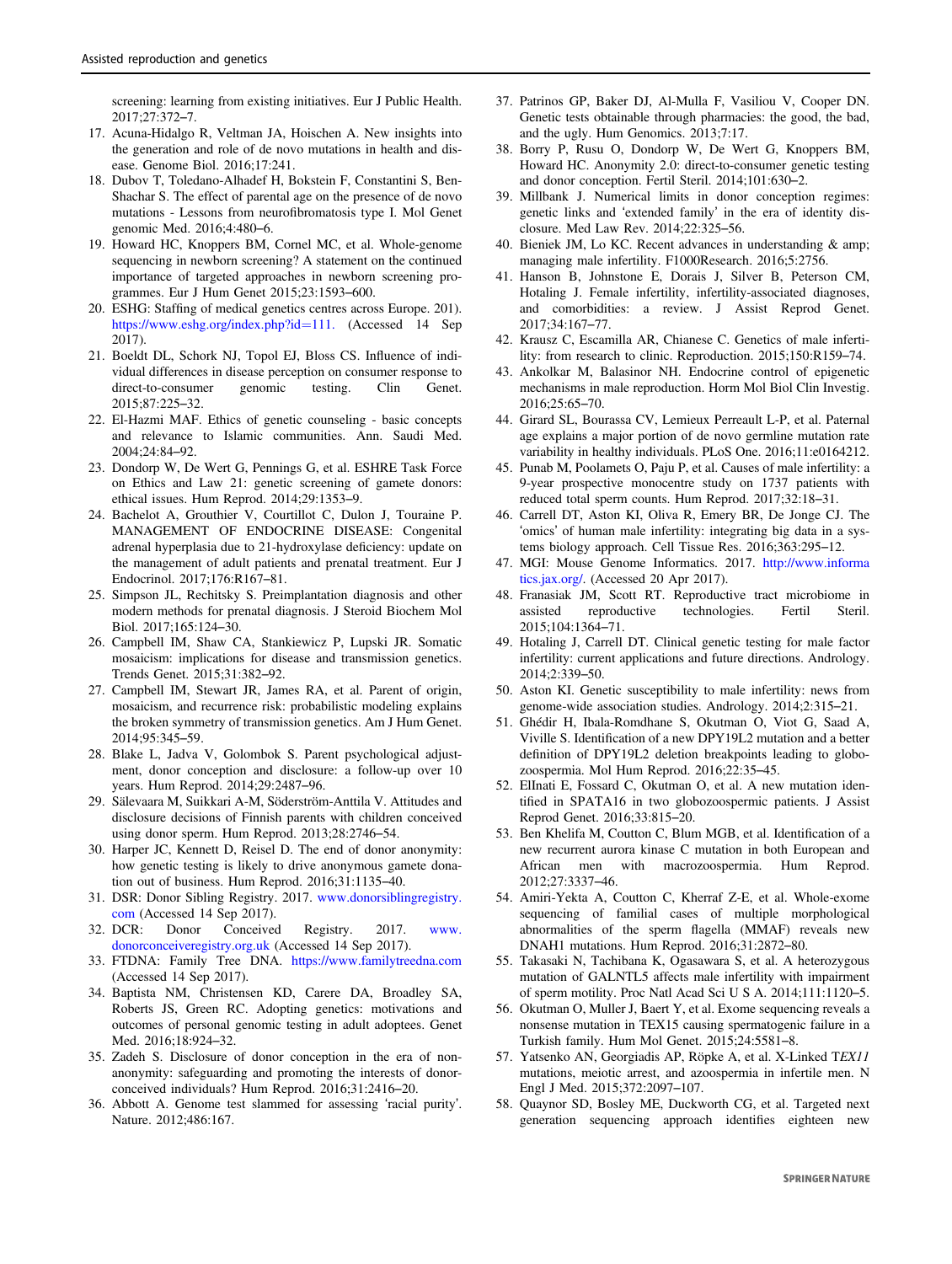screening: learning from existing initiatives. Eur J Public Health. 2017;27:372–7.

17. Acuna-Hidalgo R, Veltman JA, Hoischen A. New insights into the generation and role of de novo mutations in health and disease. Genome Biol. 2016;17:241.
18. Dubov T, Toledano-Alhadef H, Bokstein F, Constantini S, Ben-Shachar S. The effect of parental age on the presence of de novo mutations - Lessons from neurofibromatosis type I. Mol Genet genomic Med. 2016;4:480–6.
19. Howard HC, Knoppers BM, Cornel MC, et al. Whole-genome sequencing in newborn screening? A statement on the continued importance of targeted approaches in newborn screening programmes. Eur J Hum Genet 2015;23:1593–600.
20. ESHG: Staffing of medical genetics centres across Europe. 201). https://www.eshg.org/index.php?id=111. (Accessed 14 Sep 2017).
21. Boeldt DL, Schork NJ, Topol EJ, Bloss CS. Influence of individual differences in disease perception on consumer response to direct-to-consumer genomic testing. Clin Genet. 2015;87:225–32.
22. El-Hazmi MAF. Ethics of genetic counseling - basic concepts and relevance to Islamic communities. Ann. Saudi Med. 2004;24:84–92.
23. Dondorp W, De Wert G, Pennings G, et al. ESHRE Task Force on Ethics and Law 21: genetic screening of gamete donors: ethical issues. Hum Reprod. 2014;29:1353–9.
24. Bachelot A, Grouthier V, Courtillot C, Dulon J, Touraine P. MANAGEMENT OF ENDOCRINE DISEASE: Congenital adrenal hyperplasia due to 21-hydroxylase deficiency: update on the management of adult patients and prenatal treatment. Eur J Endocrinol. 2017;176:R167–81.
25. Simpson JL, Rechitsky S. Preimplantation diagnosis and other modern methods for prenatal diagnosis. J Steroid Biochem Mol Biol. 2017;165:124–30.
26. Campbell IM, Shaw CA, Stankiewicz P, Lupski JR. Somatic mosaicism: implications for disease and transmission genetics. Trends Genet. 2015;31:382–92.
27. Campbell IM, Stewart JR, James RA, et al. Parent of origin, mosaicism, and recurrence risk: probabilistic modeling explains the broken symmetry of transmission genetics. Am J Hum Genet. 2014;95:345–59.
28. Blake L, Jadva V, Golombok S. Parent psychological adjustment, donor conception and disclosure: a follow-up over 10 years. Hum Reprod. 2014;29:2487–96.
29. Sälevaara M, Suikkari A-M, Söderström-Anttila V. Attitudes and disclosure decisions of Finnish parents with children conceived using donor sperm. Hum Reprod. 2013;28:2746–54.
30. Harper JC, Kennett D, Reisel D. The end of donor anonymity: how genetic testing is likely to drive anonymous gamete donation out of business. Hum Reprod. 2016;31:1135–40.
31. DSR: Donor Sibling Registry. 2017. www.donorsiblingregistry.com (Accessed 14 Sep 2017).
32. DCR: Donor Conceived Registry. 2017. www.donorconceiveregistry.org.uk (Accessed 14 Sep 2017).
33. FTDNA: Family Tree DNA. https://www.familytreedna.com (Accessed 14 Sep 2017).
34. Baptista NM, Christensen KD, Carere DA, Broadley SA, Roberts JS, Green RC. Adopting genetics: motivations and outcomes of personal genomic testing in adult adoptees. Genet Med. 2016;18:924–32.
35. Zadeh S. Disclosure of donor conception in the era of non-anonymity: safeguarding and promoting the interests of donor-conceived individuals? Hum Reprod. 2016;31:2416–20.
36. Abbott A. Genome test slammed for assessing 'racial purity'. Nature. 2012;486:167.
37. Patrinos GP, Baker DJ, Al-Mulla F, Vasiliou V, Cooper DN. Genetic tests obtainable through pharmacies: the good, the bad, and the ugly. Hum Genomics. 2013;7:17.
38. Borry P, Rusu O, Dondorp W, De Wert G, Knoppers BM, Howard HC. Anonymity 2.0: direct-to-consumer genetic testing and donor conception. Fertil Steril. 2014;101:630–2.
39. Millbank J. Numerical limits in donor conception regimes: genetic links and 'extended family' in the era of identity disclosure. Med Law Rev. 2014;22:325–56.
40. Bieniek JM, Lo KC. Recent advances in understanding & amp; managing male infertility. F1000Research. 2016;5:2756.
41. Hanson B, Johnstone E, Dorais J, Silver B, Peterson CM, Hotaling J. Female infertility, infertility-associated diagnoses, and comorbidities: a review. J Assist Reprod Genet. 2017;34:167–77.
42. Krausz C, Escamilla AR, Chianese C. Genetics of male infertility: from research to clinic. Reproduction. 2015;150:R159–74.
43. Ankolkar M, Balasinor NH. Endocrine control of epigenetic mechanisms in male reproduction. Horm Mol Biol Clin Investig. 2016;25:65–70.
44. Girard SL, Bourassa CV, Lemieux Perreault L-P, et al. Paternal age explains a major portion of de novo germline mutation rate variability in healthy individuals. PLoS One. 2016;11:e0164212.
45. Punab M, Poolamets O, Paju P, et al. Causes of male infertility: a 9-year prospective monocentre study on 1737 patients with reduced total sperm counts. Hum Reprod. 2017;32:18–31.
46. Carrell DT, Aston KI, Oliva R, Emery BR, De Jonge CJ. The 'omics' of human male infertility: integrating big data in a systems biology approach. Cell Tissue Res. 2016;363:295–312.
47. MGI: Mouse Genome Informatics. 2017. http://www.informatics.jax.org/. (Accessed 20 Apr 2017).
48. Franasiak JM, Scott RT. Reproductive tract microbiome in assisted reproductive technologies. Fertil Steril. 2015;104:1364–71.
49. Hotaling J, Carrell DT. Clinical genetic testing for male factor infertility: current applications and future directions. Andrology. 2014;2:339–50.
50. Aston KI. Genetic susceptibility to male infertility: news from genome-wide association studies. Andrology. 2014;2:315–21.
51. Ghédir H, Ibala-Romdhane S, Okutman O, Viot G, Saad A, Viville S. Identification of a new DPY19L2 mutation and a better definition of DPY19L2 deletion breakpoints leading to globozoospermia. Mol Hum Reprod. 2016;22:35–45.
52. ElInati E, Fossard C, Okutman O, et al. A new mutation identified in SPATA16 in two globozoospermic patients. J Assist Reprod Genet. 2016;33:815–20.
53. Ben Khelifa M, Coutton C, Blum MGB, et al. Identification of a new recurrent aurora kinase C mutation in both European and African men with macrozoospermia. Hum Reprod. 2012;27:3337–46.
54. Amiri-Yekta A, Coutton C, Kherraf Z-E, et al. Whole-exome sequencing of familial cases of multiple morphological abnormalities of the sperm flagella (MMAF) reveals new DNAH1 mutations. Hum Reprod. 2016;31:2872–80.
55. Takasaki N, Tachibana K, Ogasawara S, et al. A heterozygous mutation of GALNTL5 affects male infertility with impairment of sperm motility. Proc Natl Acad Sci U S A. 2014;111:1120–5.
56. Okutman O, Muller J, Baert Y, et al. Exome sequencing reveals a nonsense mutation in TEX15 causing spermatogenic failure in a Turkish family. Hum Mol Genet. 2015;24:5581–8.
57. Yatsenko AN, Georgiadis AP, Röpke A, et al. X-Linked T*EX11* mutations, meiotic arrest, and azoospermia in infertile men. N Engl J Med. 2015;372:2097–107.
58. Quaynor SD, Bosley ME, Duckworth CG, et al. Targeted next generation sequencing approach identifies eighteen new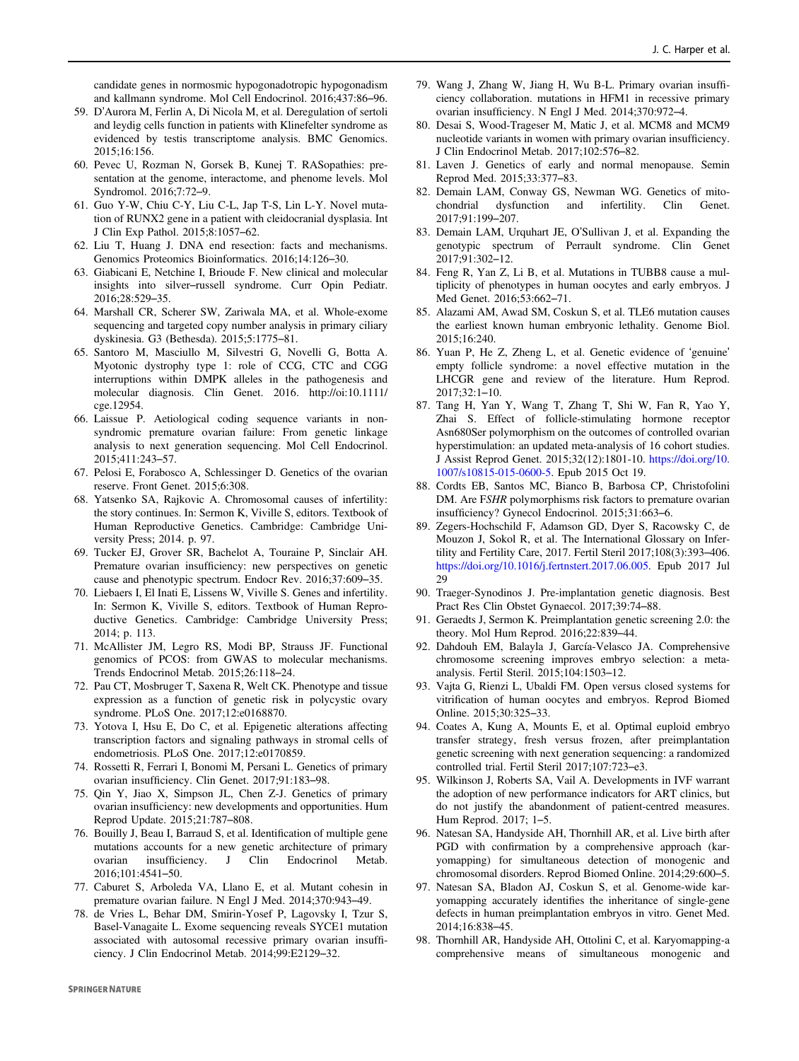candidate genes in normosmic hypogonadotropic hypogonadism and kallmann syndrome. Mol Cell Endocrinol. 2016;437:86–96.

59. D'Aurora M, Ferlin A, Di Nicola M, et al. Deregulation of sertoli and leydig cells function in patients with Klinefelter syndrome as evidenced by testis transcriptome analysis. BMC Genomics. 2015;16:156.
60. Pevec U, Rozman N, Gorsek B, Kunej T. RASopathies: presentation at the genome, interactome, and phenome levels. Mol Syndromol. 2016;7:72–9.
61. Guo Y-W, Chiu C-Y, Liu C-L, Jap T-S, Lin L-Y. Novel mutation of RUNX2 gene in a patient with cleidocranial dysplasia. Int J Clin Exp Pathol. 2015;8:1057–62.
62. Liu T, Huang J. DNA end resection: facts and mechanisms. Genomics Proteomics Bioinformatics. 2016;14:126–30.
63. Giabicani E, Netchine I, Brioude F. New clinical and molecular insights into silver–russell syndrome. Curr Opin Pediatr. 2016;28:529–35.
64. Marshall CR, Scherer SW, Zariwala MA, et al. Whole-exome sequencing and targeted copy number analysis in primary ciliary dyskinesia. G3 (Bethesda). 2015;5:1775–81.
65. Santoro M, Masciullo M, Silvestri G, Novelli G, Botta A. Myotonic dystrophy type 1: role of CCG, CTC and CGG interruptions within DMPK alleles in the pathogenesis and molecular diagnosis. Clin Genet. 2016. http://oi:10.1111/cge.12954.
66. Laissue P. Aetiological coding sequence variants in non-syndromic premature ovarian failure: From genetic linkage analysis to next generation sequencing. Mol Cell Endocrinol. 2015;411:243–57.
67. Pelosi E, Forabosco A, Schlessinger D. Genetics of the ovarian reserve. Front Genet. 2015;6:308.
68. Yatsenko SA, Rajkovic A. Chromosomal causes of infertility: the story continues. In: Sermon K, Viville S, editors. Textbook of Human Reproductive Genetics. Cambridge: Cambridge University Press; 2014. p. 97.
69. Tucker EJ, Grover SR, Bachelot A, Touraine P, Sinclair AH. Premature ovarian insufficiency: new perspectives on genetic cause and phenotypic spectrum. Endocr Rev. 2016;37:609–35.
70. Liebaers I, El Inati E, Lissens W, Viville S. Genes and infertility. In: Sermon K, Viville S, editors. Textbook of Human Reproductive Genetics. Cambridge: Cambridge University Press; 2014; p. 113.
71. McAllister JM, Legro RS, Modi BP, Strauss JF. Functional genomics of PCOS: from GWAS to molecular mechanisms. Trends Endocrinol Metab. 2015;26:118–24.
72. Pau CT, Mosbruger T, Saxena R, Welt CK. Phenotype and tissue expression as a function of genetic risk in polycystic ovary syndrome. PLoS One. 2017;12:e0168870.
73. Yotova I, Hsu E, Do C, et al. Epigenetic alterations affecting transcription factors and signaling pathways in stromal cells of endometriosis. PLoS One. 2017;12:e0170859.
74. Rossetti R, Ferrari I, Bonomi M, Persani L. Genetics of primary ovarian insufficiency. Clin Genet. 2017;91:183–98.
75. Qin Y, Jiao X, Simpson JL, Chen Z-J. Genetics of primary ovarian insufficiency: new developments and opportunities. Hum Reprod Update. 2015;21:787–808.
76. Bouilly J, Beau I, Barraud S, et al. Identification of multiple gene mutations accounts for a new genetic architecture of primary ovarian insufficiency. J Clin Endocrinol Metab. 2016;101:4541–50.
77. Caburet S, Arboleda VA, Llano E, et al. Mutant cohesin in premature ovarian failure. N Engl J Med. 2014;370:943–49.
78. de Vries L, Behar DM, Smirin-Yosef P, Lagovsky I, Tzur S, Basel-Vanagaite L. Exome sequencing reveals SYCE1 mutation associated with autosomal recessive primary ovarian insufficiency. J Clin Endocrinol Metab. 2014;99:E2129–32.
79. Wang J, Zhang W, Jiang H, Wu B-L. Primary ovarian insufficiency collaboration. mutations in HFM1 in recessive primary ovarian insufficiency. N Engl J Med. 2014;370:972–4.
80. Desai S, Wood-Trageser M, Matic J, et al. MCM8 and MCM9 nucleotide variants in women with primary ovarian insufficiency. J Clin Endocrinol Metab. 2017;102:576–82.
81. Laven J. Genetics of early and normal menopause. Semin Reprod Med. 2015;33:377–83.
82. Demain LAM, Conway GS, Newman WG. Genetics of mitochondrial dysfunction and infertility. Clin Genet. 2017;91:199–207.
83. Demain LAM, Urquhart JE, O'Sullivan J, et al. Expanding the genotypic spectrum of Perrault syndrome. Clin Genet 2017;91:302–12.
84. Feng R, Yan Z, Li B, et al. Mutations in TUBB8 cause a multiplicity of phenotypes in human oocytes and early embryos. J Med Genet. 2016;53:662–71.
85. Alazami AM, Awad SM, Coskun S, et al. TLE6 mutation causes the earliest known human embryonic lethality. Genome Biol. 2015;16:240.
86. Yuan P, He Z, Zheng L, et al. Genetic evidence of 'genuine' empty follicle syndrome: a novel effective mutation in the LHCGR gene and review of the literature. Hum Reprod. 2017;32:1–10.
87. Tang H, Yan Y, Wang T, Zhang T, Shi W, Fan R, Yao Y, Zhai S. Effect of follicle-stimulating hormone receptor Asn680Ser polymorphism on the outcomes of controlled ovarian hyperstimulation: an updated meta-analysis of 16 cohort studies. J Assist Reprod Genet. 2015;32(12):1801-10. https://doi.org/10.1007/s10815-015-0600-5. Epub 2015 Oct 19.
88. Cordts EB, Santos MC, Bianco B, Barbosa CP, Christofolini DM. Are *FSHR* polymorphisms risk factors to premature ovarian insufficiency? Gynecol Endocrinol. 2015;31:663–6.
89. Zegers-Hochschild F, Adamson GD, Dyer S, Racowsky C, de Mouzon J, Sokol R, et al. The International Glossary on Infertility and Fertility Care, 2017. Fertil Steril 2017;108(3):393–406. https://doi.org/10.1016/j.fertnstert.2017.06.005. Epub 2017 Jul 29
90. Traeger-Synodinos J. Pre-implantation genetic diagnosis. Best Pract Res Clin Obstet Gynaecol. 2017;39:74–88.
91. Geraedts J, Sermon K. Preimplantation genetic screening 2.0: the theory. Mol Hum Reprod. 2016;22:839–44.
92. Dahdouh EM, Balayla J, García-Velasco JA. Comprehensive chromosome screening improves embryo selection: a meta-analysis. Fertil Steril. 2015;104:1503–12.
93. Vajta G, Rienzi L, Ubaldi FM. Open versus closed systems for vitrification of human oocytes and embryos. Reprod Biomed Online. 2015;30:325–33.
94. Coates A, Kung A, Mounts E, et al. Optimal euploid embryo transfer strategy, fresh versus frozen, after preimplantation genetic screening with next generation sequencing: a randomized controlled trial. Fertil Steril 2017;107:723–e3.
95. Wilkinson J, Roberts SA, Vail A. Developments in IVF warrant the adoption of new performance indicators for ART clinics, but do not justify the abandonment of patient-centred measures. Hum Reprod. 2017; 1–5.
96. Natesan SA, Handyside AH, Thornhill AR, et al. Live birth after PGD with confirmation by a comprehensive approach (karyomapping) for simultaneous detection of monogenic and chromosomal disorders. Reprod Biomed Online. 2014;29:600–5.
97. Natesan SA, Bladon AJ, Coskun S, et al. Genome-wide karyomapping accurately identifies the inheritance of single-gene defects in human preimplantation embryos in vitro. Genet Med. 2014;16:838–45.
98. Thornhill AR, Handyside AH, Ottolini C, et al. Karyomapping-a comprehensive means of simultaneous monogenic and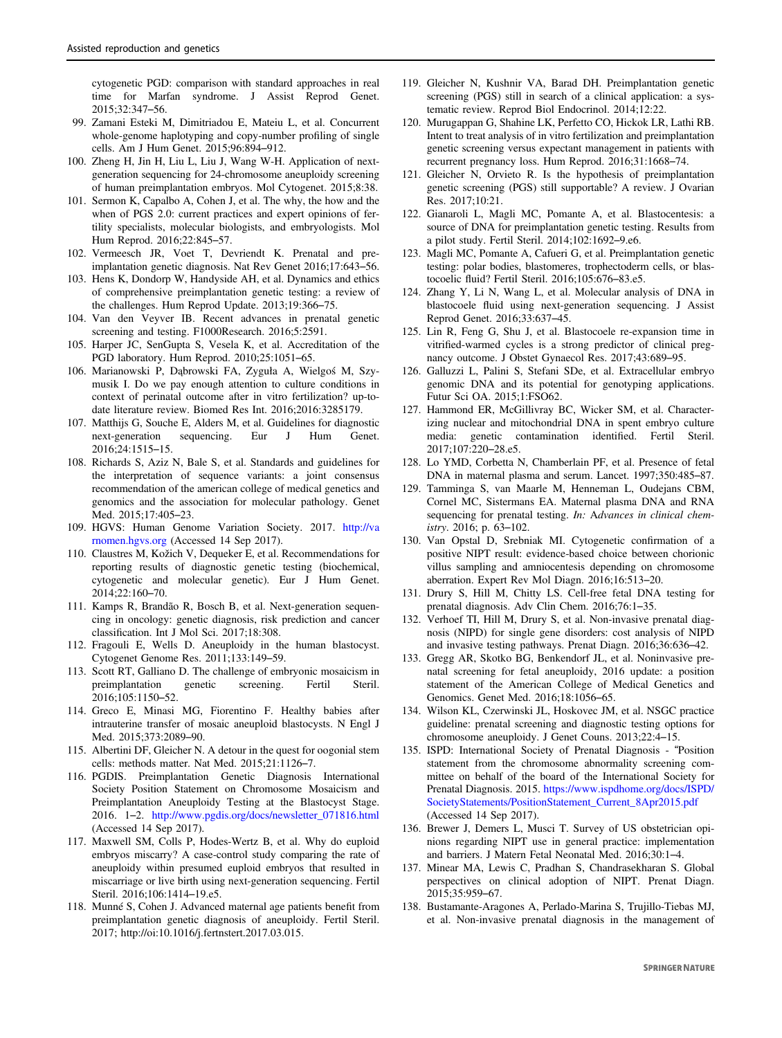cytogenetic PGD: comparison with standard approaches in real time for Marfan syndrome. J Assist Reprod Genet. 2015;32:347–56.

99. Zamani Esteki M, Dimitriadou E, Mateiu L, et al. Concurrent whole-genome haplotyping and copy-number profiling of single cells. Am J Hum Genet. 2015;96:894–912.
100. Zheng H, Jin H, Liu L, Liu J, Wang W-H. Application of next-generation sequencing for 24-chromosome aneuploidy screening of human preimplantation embryos. Mol Cytogenet. 2015;8:38.
101. Sermon K, Capalbo A, Cohen J, et al. The why, the how and the when of PGS 2.0: current practices and expert opinions of fertility specialists, molecular biologists, and embryologists. Mol Hum Reprod. 2016;22:845–57.
102. Vermeesch JR, Voet T, Devriendt K. Prenatal and pre-implantation genetic diagnosis. Nat Rev Genet 2016;17:643–56.
103. Hens K, Dondorp W, Handyside AH, et al. Dynamics and ethics of comprehensive preimplantation genetic testing: a review of the challenges. Hum Reprod Update. 2013;19:366–75.
104. Van den Veyver IB. Recent advances in prenatal genetic screening and testing. F1000Research. 2016;5:2591.
105. Harper JC, SenGupta S, Vesela K, et al. Accreditation of the PGD laboratory. Hum Reprod. 2010;25:1051–65.
106. Marianowski P, Dąbrowski FA, Zyguła A, Wielgoś M, Szymusik I. Do we pay enough attention to culture conditions in context of perinatal outcome after in vitro fertilization? up-to-date literature review. Biomed Res Int. 2016;2016:3285179.
107. Matthijs G, Souche E, Alders M, et al. Guidelines for diagnostic next-generation sequencing. Eur J Hum Genet. 2016;24:1515–15.
108. Richards S, Aziz N, Bale S, et al. Standards and guidelines for the interpretation of sequence variants: a joint consensus recommendation of the american college of medical genetics and genomics and the association for molecular pathology. Genet Med. 2015;17:405–23.
109. HGVS: Human Genome Variation Society. 2017. http://varnomen.hgvs.org (Accessed 14 Sep 2017).
110. Claustres M, Kožich V, Dequeker E, et al. Recommendations for reporting results of diagnostic genetic testing (biochemical, cytogenetic and molecular genetic). Eur J Hum Genet. 2014;22:160–70.
111. Kamps R, Brandão R, Bosch B, et al. Next-generation sequencing in oncology: genetic diagnosis, risk prediction and cancer classification. Int J Mol Sci. 2017;18:308.
112. Fragouli E, Wells D. Aneuploidy in the human blastocyst. Cytogenet Genome Res. 2011;133:149–59.
113. Scott RT, Galliano D. The challenge of embryonic mosaicism in preimplantation genetic screening. Fertil Steril. 2016;105:1150–52.
114. Greco E, Minasi MG, Fiorentino F. Healthy babies after intrauterine transfer of mosaic aneuploid blastocysts. N Engl J Med. 2015;373:2089–90.
115. Albertini DF, Gleicher N. A detour in the quest for oogonial stem cells: methods matter. Nat Med. 2015;21:1126–7.
116. PGDIS. Preimplantation Genetic Diagnosis International Society Position Statement on Chromosome Mosaicism and Preimplantation Aneuploidy Testing at the Blastocyst Stage. 2016. 1–2. http://www.pgdis.org/docs/newsletter_071816.html (Accessed 14 Sep 2017).
117. Maxwell SM, Colls P, Hodes-Wertz B, et al. Why do euploid embryos miscarry? A case-control study comparing the rate of aneuploidy within presumed euploid embryos that resulted in miscarriage or live birth using next-generation sequencing. Fertil Steril. 2016;106:1414–19.e5.
118. Munné S, Cohen J. Advanced maternal age patients benefit from preimplantation genetic diagnosis of aneuploidy. Fertil Steril. 2017; http://oi:10.1016/j.fertnstert.2017.03.015.
119. Gleicher N, Kushnir VA, Barad DH. Preimplantation genetic screening (PGS) still in search of a clinical application: a systematic review. Reprod Biol Endocrinol. 2014;12:22.
120. Murugappan G, Shahine LK, Perfetto CO, Hickok LR, Lathi RB. Intent to treat analysis of in vitro fertilization and preimplantation genetic screening versus expectant management in patients with recurrent pregnancy loss. Hum Reprod. 2016;31:1668–74.
121. Gleicher N, Orvieto R. Is the hypothesis of preimplantation genetic screening (PGS) still supportable? A review. J Ovarian Res. 2017;10:21.
122. Gianaroli L, Magli MC, Pomante A, et al. Blastocentesis: a source of DNA for preimplantation genetic testing. Results from a pilot study. Fertil Steril. 2014;102:1692–9.e6.
123. Magli MC, Pomante A, Cafueri G, et al. Preimplantation genetic testing: polar bodies, blastomeres, trophectoderm cells, or blastocoelic fluid? Fertil Steril. 2016;105:676–83.e5.
124. Zhang Y, Li N, Wang L, et al. Molecular analysis of DNA in blastocoele fluid using next-generation sequencing. J Assist Reprod Genet. 2016;33:637–45.
125. Lin R, Feng G, Shu J, et al. Blastocoele re-expansion time in vitrified-warmed cycles is a strong predictor of clinical pregnancy outcome. J Obstet Gynaecol Res. 2017;43:689–95.
126. Galluzzi L, Palini S, Stefani SDe, et al. Extracellular embryo genomic DNA and its potential for genotyping applications. Futur Sci OA. 2015;1:FSO62.
127. Hammond ER, McGillivray BC, Wicker SM, et al. Characterizing nuclear and mitochondrial DNA in spent embryo culture media: genetic contamination identified. Fertil Steril. 2017;107:220–28.e5.
128. Lo YMD, Corbetta N, Chamberlain PF, et al. Presence of fetal DNA in maternal plasma and serum. Lancet. 1997;350:485–87.
129. Tamminga S, van Maarle M, Henneman L, Oudejans CBM, Cornel MC, Sistermans EA. Maternal plasma DNA and RNA sequencing for prenatal testing. *In: Advances in clinical chemistry*. 2016; p. 63–102.
130. Van Opstal D, Srebniak MI. Cytogenetic confirmation of a positive NIPT result: evidence-based choice between chorionic villus sampling and amniocentesis depending on chromosome aberration. Expert Rev Mol Diagn. 2016;16:513–20.
131. Drury S, Hill M, Chitty LS. Cell-free fetal DNA testing for prenatal diagnosis. Adv Clin Chem. 2016;76:1–35.
132. Verhoef TI, Hill M, Drury S, et al. Non-invasive prenatal diagnosis (NIPD) for single gene disorders: cost analysis of NIPD and invasive testing pathways. Prenat Diagn. 2016;36:636–42.
133. Gregg AR, Skotko BG, Benkendorf JL, et al. Noninvasive prenatal screening for fetal aneuploidy, 2016 update: a position statement of the American College of Medical Genetics and Genomics. Genet Med. 2016;18:1056–65.
134. Wilson KL, Czerwinski JL, Hoskovec JM, et al. NSGC practice guideline: prenatal screening and diagnostic testing options for chromosome aneuploidy. J Genet Couns. 2013;22:4–15.
135. ISPD: International Society of Prenatal Diagnosis - "Position statement from the chromosome abnormality screening committee on behalf of the board of the International Society for Prenatal Diagnosis. 2015. https://www.ispdhome.org/docs/ISPD/SocietyStatements/PositionStatement_Current_8Apr2015.pdf (Accessed 14 Sep 2017).
136. Brewer J, Demers L, Musci T. Survey of US obstetrician opinions regarding NIPT use in general practice: implementation and barriers. J Matern Fetal Neonatal Med. 2016;30:1–4.
137. Minear MA, Lewis C, Pradhan S, Chandrasekharan S. Global perspectives on clinical adoption of NIPT. Prenat Diagn. 2015;35:959–67.
138. Bustamante-Aragones A, Perlado-Marina S, Trujillo-Tiebas MJ, et al. Non-invasive prenatal diagnosis in the management of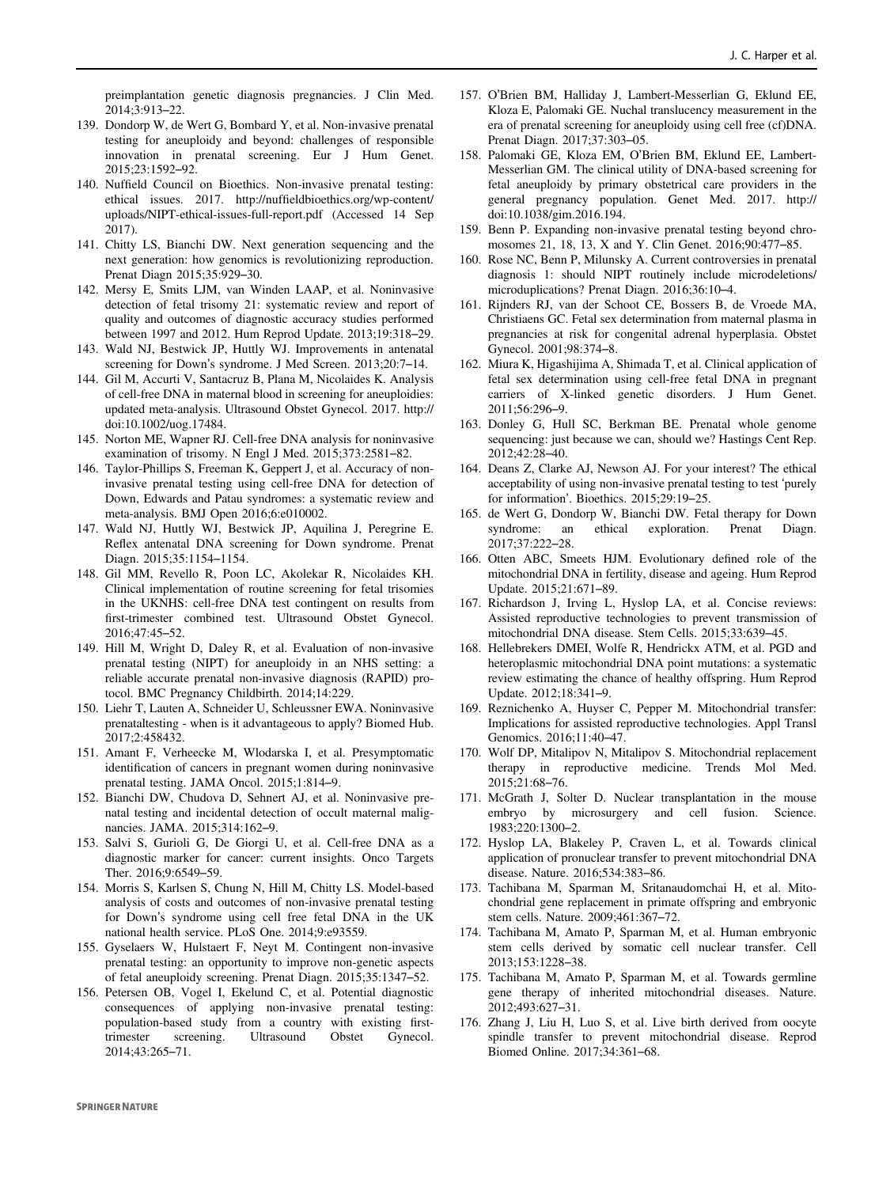preimplantation genetic diagnosis pregnancies. J Clin Med. 2014;3:913–22.

139. Dondorp W, de Wert G, Bombard Y, et al. Non-invasive prenatal testing for aneuploidy and beyond: challenges of responsible innovation in prenatal screening. Eur J Hum Genet. 2015;23:1592–92.
140. Nuffield Council on Bioethics. Non-invasive prenatal testing: ethical issues. 2017. http://nuffieldbioethics.org/wp-content/uploads/NIPT-ethical-issues-full-report.pdf (Accessed 14 Sep 2017).
141. Chitty LS, Bianchi DW. Next generation sequencing and the next generation: how genomics is revolutionizing reproduction. Prenat Diagn 2015;35:929–30.
142. Mersy E, Smits LJM, van Winden LAAP, et al. Noninvasive detection of fetal trisomy 21: systematic review and report of quality and outcomes of diagnostic accuracy studies performed between 1997 and 2012. Hum Reprod Update. 2013;19:318–29.
143. Wald NJ, Bestwick JP, Huttly WJ. Improvements in antenatal screening for Down's syndrome. J Med Screen. 2013;20:7–14.
144. Gil M, Accurti V, Santacruz B, Plana M, Nicolaides K. Analysis of cell-free DNA in maternal blood in screening for aneuploidies: updated meta-analysis. Ultrasound Obstet Gynecol. 2017. http://doi:10.1002/uog.17484.
145. Norton ME, Wapner RJ. Cell-free DNA analysis for noninvasive examination of trisomy. N Engl J Med. 2015;373:2581–82.
146. Taylor-Phillips S, Freeman K, Geppert J, et al. Accuracy of non-invasive prenatal testing using cell-free DNA for detection of Down, Edwards and Patau syndromes: a systematic review and meta-analysis. BMJ Open 2016;6:e010002.
147. Wald NJ, Huttly WJ, Bestwick JP, Aquilina J, Peregrine E. Reflex antenatal DNA screening for Down syndrome. Prenat Diagn. 2015;35:1154–1154.
148. Gil MM, Revello R, Poon LC, Akolekar R, Nicolaides KH. Clinical implementation of routine screening for fetal trisomies in the UKNHS: cell-free DNA test contingent on results from first-trimester combined test. Ultrasound Obstet Gynecol. 2016;47:45–52.
149. Hill M, Wright D, Daley R, et al. Evaluation of non-invasive prenatal testing (NIPT) for aneuploidy in an NHS setting: a reliable accurate prenatal non-invasive diagnosis (RAPID) protocol. BMC Pregnancy Childbirth. 2014;14:229.
150. Liehr T, Lauten A, Schneider U, Schleussner EWA. Noninvasive prenataltesting - when is it advantageous to apply? Biomed Hub. 2017;2:458432.
151. Amant F, Verheecke M, Wlodarska I, et al. Presymptomatic identification of cancers in pregnant women during noninvasive prenatal testing. JAMA Oncol. 2015;1:814–9.
152. Bianchi DW, Chudova D, Sehnert AJ, et al. Noninvasive prenatal testing and incidental detection of occult maternal malignancies. JAMA. 2015;314:162–9.
153. Salvi S, Gurioli G, De Giorgi U, et al. Cell-free DNA as a diagnostic marker for cancer: current insights. Onco Targets Ther. 2016;9:6549–59.
154. Morris S, Karlsen S, Chung N, Hill M, Chitty LS. Model-based analysis of costs and outcomes of non-invasive prenatal testing for Down's syndrome using cell free fetal DNA in the UK national health service. PLoS One. 2014;9:e93559.
155. Gyselaers W, Hulstaert F, Neyt M. Contingent non-invasive prenatal testing: an opportunity to improve non-genetic aspects of fetal aneuploidy screening. Prenat Diagn. 2015;35:1347–52.
156. Petersen OB, Vogel I, Ekelund C, et al. Potential diagnostic consequences of applying non-invasive prenatal testing: population-based study from a country with existing first-trimester screening. Ultrasound Obstet Gynecol. 2014;43:265–71.
157. O'Brien BM, Halliday J, Lambert-Messerlian G, Eklund EE, Kloza E, Palomaki GE. Nuchal translucency measurement in the era of prenatal screening for aneuploidy using cell free (cf)DNA. Prenat Diagn. 2017;37:303–05.
158. Palomaki GE, Kloza EM, O'Brien BM, Eklund EE, Lambert-Messerlian GM. The clinical utility of DNA-based screening for fetal aneuploidy by primary obstetrical care providers in the general pregnancy population. Genet Med. 2017. http://doi:10.1038/gim.2016.194.
159. Benn P. Expanding non-invasive prenatal testing beyond chromosomes 21, 18, 13, X and Y. Clin Genet. 2016;90:477–85.
160. Rose NC, Benn P, Milunsky A. Current controversies in prenatal diagnosis 1: should NIPT routinely include microdeletions/microduplications? Prenat Diagn. 2016;36:10–4.
161. Rijnders RJ, van der Schoot CE, Bossers B, de Vroede MA, Christiaens GC. Fetal sex determination from maternal plasma in pregnancies at risk for congenital adrenal hyperplasia. Obstet Gynecol. 2001;98:374–8.
162. Miura K, Higashijima A, Shimada T, et al. Clinical application of fetal sex determination using cell-free fetal DNA in pregnant carriers of X-linked genetic disorders. J Hum Genet. 2011;56:296–9.
163. Donley G, Hull SC, Berkman BE. Prenatal whole genome sequencing: just because we can, should we? Hastings Cent Rep. 2012;42:28–40.
164. Deans Z, Clarke AJ, Newson AJ. For your interest? The ethical acceptability of using non-invasive prenatal testing to test 'purely for information'. Bioethics. 2015;29:19–25.
165. de Wert G, Dondorp W, Bianchi DW. Fetal therapy for Down syndrome: an ethical exploration. Prenat Diagn. 2017;37:222–28.
166. Otten ABC, Smeets HJM. Evolutionary defined role of the mitochondrial DNA in fertility, disease and ageing. Hum Reprod Update. 2015;21:671–89.
167. Richardson J, Irving L, Hyslop LA, et al. Concise reviews: Assisted reproductive technologies to prevent transmission of mitochondrial DNA disease. Stem Cells. 2015;33:639–45.
168. Hellebrekers DMEI, Wolfe R, Hendrickx ATM, et al. PGD and heteroplasmic mitochondrial DNA point mutations: a systematic review estimating the chance of healthy offspring. Hum Reprod Update. 2012;18:341–9.
169. Reznichenko A, Huyser C, Pepper M. Mitochondrial transfer: Implications for assisted reproductive technologies. Appl Transl Genomics. 2016;11:40–47.
170. Wolf DP, Mitalipov N, Mitalipov S. Mitochondrial replacement therapy in reproductive medicine. Trends Mol Med. 2015;21:68–76.
171. McGrath J, Solter D. Nuclear transplantation in the mouse embryo by microsurgery and cell fusion. Science. 1983;220:1300–2.
172. Hyslop LA, Blakeley P, Craven L, et al. Towards clinical application of pronuclear transfer to prevent mitochondrial DNA disease. Nature. 2016;534:383–86.
173. Tachibana M, Sparman M, Sritanaudomchai H, et al. Mitochondrial gene replacement in primate offspring and embryonic stem cells. Nature. 2009;461:367–72.
174. Tachibana M, Amato P, Sparman M, et al. Human embryonic stem cells derived by somatic cell nuclear transfer. Cell 2013;153:1228–38.
175. Tachibana M, Amato P, Sparman M, et al. Towards germline gene therapy of inherited mitochondrial diseases. Nature. 2012;493:627–31.
176. Zhang J, Liu H, Luo S, et al. Live birth derived from oocyte spindle transfer to prevent mitochondrial disease. Reprod Biomed Online. 2017;34:361–68.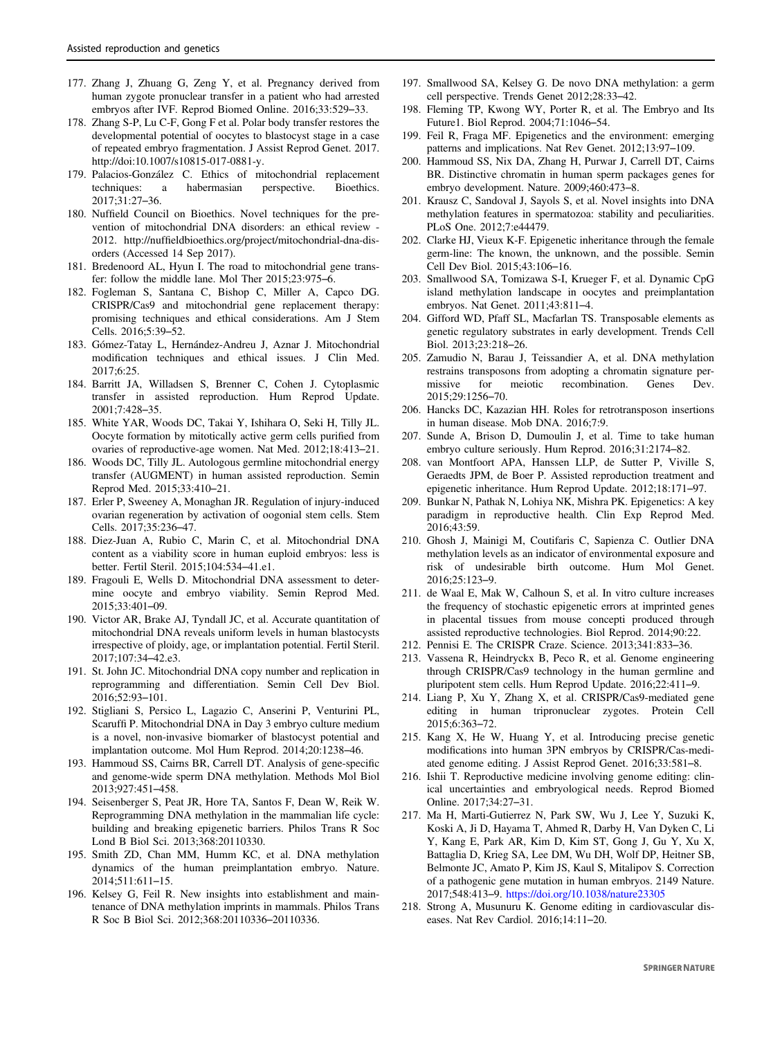177. Zhang J, Zhuang G, Zeng Y, et al. Pregnancy derived from human zygote pronuclear transfer in a patient who had arrested embryos after IVF. Reprod Biomed Online. 2016;33:529–33.
178. Zhang S-P, Lu C-F, Gong F et al. Polar body transfer restores the developmental potential of oocytes to blastocyst stage in a case of repeated embryo fragmentation. J Assist Reprod Genet. 2017. http://doi:10.1007/s10815-017-0881-y.
179. Palacios-González C. Ethics of mitochondrial replacement techniques: a habermasian perspective. Bioethics. 2017;31:27–36.
180. Nuffield Council on Bioethics. Novel techniques for the prevention of mitochondrial DNA disorders: an ethical review - 2012. http://nuffieldbioethics.org/project/mitochondrial-dna-disorders (Accessed 14 Sep 2017).
181. Bredenoord AL, Hyun I. The road to mitochondrial gene transfer: follow the middle lane. Mol Ther 2015;23:975–6.
182. Fogleman S, Santana C, Bishop C, Miller A, Capco DG. CRISPR/Cas9 and mitochondrial gene replacement therapy: promising techniques and ethical considerations. Am J Stem Cells. 2016;5:39–52.
183. Gómez-Tatay L, Hernández-Andreu J, Aznar J. Mitochondrial modification techniques and ethical issues. J Clin Med. 2017;6:25.
184. Barritt JA, Willadsen S, Brenner C, Cohen J. Cytoplasmic transfer in assisted reproduction. Hum Reprod Update. 2001;7:428–35.
185. White YAR, Woods DC, Takai Y, Ishihara O, Seki H, Tilly JL. Oocyte formation by mitotically active germ cells purified from ovaries of reproductive-age women. Nat Med. 2012;18:413–21.
186. Woods DC, Tilly JL. Autologous germline mitochondrial energy transfer (AUGMENT) in human assisted reproduction. Semin Reprod Med. 2015;33:410–21.
187. Erler P, Sweeney A, Monaghan JR. Regulation of injury-induced ovarian regeneration by activation of oogonial stem cells. Stem Cells. 2017;35:236–47.
188. Diez-Juan A, Rubio C, Marin C, et al. Mitochondrial DNA content as a viability score in human euploid embryos: less is better. Fertil Steril. 2015;104:534–41.e1.
189. Fragouli E, Wells D. Mitochondrial DNA assessment to determine oocyte and embryo viability. Semin Reprod Med. 2015;33:401–09.
190. Victor AR, Brake AJ, Tyndall JC, et al. Accurate quantitation of mitochondrial DNA reveals uniform levels in human blastocysts irrespective of ploidy, age, or implantation potential. Fertil Steril. 2017;107:34–42.e3.
191. St. John JC. Mitochondrial DNA copy number and replication in reprogramming and differentiation. Semin Cell Dev Biol. 2016;52:93–101.
192. Stigliani S, Persico L, Lagazio C, Anserini P, Venturini PL, Scaruffi P. Mitochondrial DNA in Day 3 embryo culture medium is a novel, non-invasive biomarker of blastocyst potential and implantation outcome. Mol Hum Reprod. 2014;20:1238–46.
193. Hammoud SS, Cairns BR, Carrell DT. Analysis of gene-specific and genome-wide sperm DNA methylation. Methods Mol Biol 2013;927:451–458.
194. Seisenberger S, Peat JR, Hore TA, Santos F, Dean W, Reik W. Reprogramming DNA methylation in the mammalian life cycle: building and breaking epigenetic barriers. Philos Trans R Soc Lond B Biol Sci. 2013;368:20110330.
195. Smith ZD, Chan MM, Humm KC, et al. DNA methylation dynamics of the human preimplantation embryo. Nature. 2014;511:611–15.
196. Kelsey G, Feil R. New insights into establishment and maintenance of DNA methylation imprints in mammals. Philos Trans R Soc B Biol Sci. 2012;368:20110336–20110336.
197. Smallwood SA, Kelsey G. De novo DNA methylation: a germ cell perspective. Trends Genet 2012;28:33–42.
198. Fleming TP, Kwong WY, Porter R, et al. The Embryo and Its Future1. Biol Reprod. 2004;71:1046–54.
199. Feil R, Fraga MF. Epigenetics and the environment: emerging patterns and implications. Nat Rev Genet. 2012;13:97–109.
200. Hammoud SS, Nix DA, Zhang H, Purwar J, Carrell DT, Cairns BR. Distinctive chromatin in human sperm packages genes for embryo development. Nature. 2009;460:473–8.
201. Krausz C, Sandoval J, Sayols S, et al. Novel insights into DNA methylation features in spermatozoa: stability and peculiarities. PLoS One. 2012;7:e44479.
202. Clarke HJ, Vieux K-F. Epigenetic inheritance through the female germ-line: The known, the unknown, and the possible. Semin Cell Dev Biol. 2015;43:106–16.
203. Smallwood SA, Tomizawa S-I, Krueger F, et al. Dynamic CpG island methylation landscape in oocytes and preimplantation embryos. Nat Genet. 2011;43:811–4.
204. Gifford WD, Pfaff SL, Macfarlan TS. Transposable elements as genetic regulatory substrates in early development. Trends Cell Biol. 2013;23:218–26.
205. Zamudio N, Barau J, Teissandier A, et al. DNA methylation restrains transposons from adopting a chromatin signature permissive for meiotic recombination. Genes Dev. 2015;29:1256–70.
206. Hancks DC, Kazazian HH. Roles for retrotransposon insertions in human disease. Mob DNA. 2016;7:9.
207. Sunde A, Brison D, Dumoulin J, et al. Time to take human embryo culture seriously. Hum Reprod. 2016;31:2174–82.
208. van Montfoort APA, Hanssen LLP, de Sutter P, Viville S, Geraedts JPM, de Boer P. Assisted reproduction treatment and epigenetic inheritance. Hum Reprod Update. 2012;18:171–97.
209. Bunkar N, Pathak N, Lohiya NK, Mishra PK. Epigenetics: A key paradigm in reproductive health. Clin Exp Reprod Med. 2016;43:59.
210. Ghosh J, Mainigi M, Coutifaris C, Sapienza C. Outlier DNA methylation levels as an indicator of environmental exposure and risk of undesirable birth outcome. Hum Mol Genet. 2016;25:123–9.
211. de Waal E, Mak W, Calhoun S, et al. In vitro culture increases the frequency of stochastic epigenetic errors at imprinted genes in placental tissues from mouse concepti produced through assisted reproductive technologies. Biol Reprod. 2014;90:22.
212. Pennisi E. The CRISPR Craze. Science. 2013;341:833–36.
213. Vassena R, Heindryckx B, Peco R, et al. Genome engineering through CRISPR/Cas9 technology in the human germline and pluripotent stem cells. Hum Reprod Update. 2016;22:411–9.
214. Liang P, Xu Y, Zhang X, et al. CRISPR/Cas9-mediated gene editing in human tripronuclear zygotes. Protein Cell 2015;6:363–72.
215. Kang X, He W, Huang Y, et al. Introducing precise genetic modifications into human 3PN embryos by CRISPR/Cas-mediated genome editing. J Assist Reprod Genet. 2016;33:581–8.
216. Ishii T. Reproductive medicine involving genome editing: clinical uncertainties and embryological needs. Reprod Biomed Online. 2017;34:27–31.
217. Ma H, Marti-Gutierrez N, Park SW, Wu J, Lee Y, Suzuki K, Koski A, Ji D, Hayama T, Ahmed R, Darby H, Van Dyken C, Li Y, Kang E, Park AR, Kim D, Kim ST, Gong J, Gu Y, Xu X, Battaglia D, Krieg SA, Lee DM, Wu DH, Wolf DP, Heitner SB, Belmonte JC, Amato P, Kim JS, Kaul S, Mitalipov S. Correction of a pathogenic gene mutation in human embryos. 2149 Nature. 2017;548:413–9. https://doi.org/10.1038/nature23305
218. Strong A, Musunuru K. Genome editing in cardiovascular diseases. Nat Rev Cardiol. 2016;14:11–20.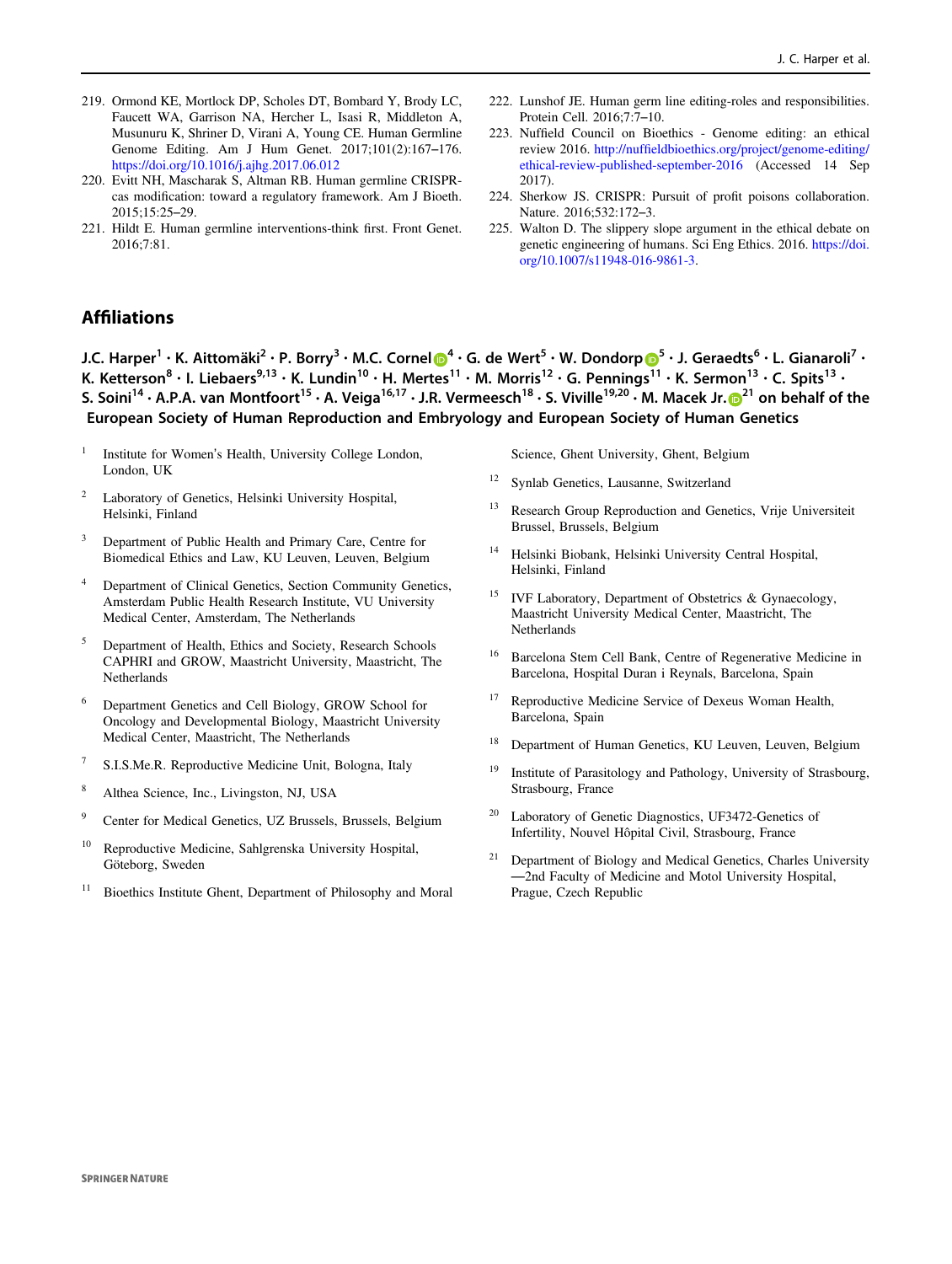219. Ormond KE, Mortlock DP, Scholes DT, Bombard Y, Brody LC, Faucett WA, Garrison NA, Hercher L, Isasi R, Middleton A, Musunuru K, Shriner D, Virani A, Young CE. Human Germline Genome Editing. Am J Hum Genet. 2017;101(2):167–176. https://doi.org/10.1016/j.ajhg.2017.06.012
220. Evitt NH, Mascharak S, Altman RB. Human germline CRISPR-cas modification: toward a regulatory framework. Am J Bioeth. 2015;15:25–29.
221. Hildt E. Human germline interventions-think first. Front Genet. 2016;7:81.
222. Lunshof JE. Human germ line editing-roles and responsibilities. Protein Cell. 2016;7:7–10.
223. Nuffield Council on Bioethics - Genome editing: an ethical review 2016. http://nuffieldbioethics.org/project/genome-editing/ethical-review-published-september-2016 (Accessed 14 Sep 2017).
224. Sherkow JS. CRISPR: Pursuit of profit poisons collaboration. Nature. 2016;532:172–3.
225. Walton D. The slippery slope argument in the ethical debate on genetic engineering of humans. Sci Eng Ethics. 2016. https://doi.org/10.1007/s11948-016-9861-3.

## Affiliations

**J.C. Harper[1] · K. Aittomäki[2] · P. Borry[3] · M.C. Cornel[4] · G. de Wert[5] · W. Dondorp[5] · J. Geraedts[6] · L. Gianaroli[7] · K. Ketterson[8] · I. Liebaers[9,13] · K. Lundin[10] · H. Mertes[11] · M. Morris[12] · G. Pennings[11] · K. Sermon[13] · C. Spits[13] · S. Soini[14] · A.P.A. van Montfoort[15] · A. Veiga[16,17] · J.R. Vermeesch[18] · S. Viville[19,20] · M. Macek Jr.[21] on behalf of the European Society of Human Reproduction and Embryology and European Society of Human Genetics**

1. Institute for Women's Health, University College London, London, UK
2. Laboratory of Genetics, Helsinki University Hospital, Helsinki, Finland
3. Department of Public Health and Primary Care, Centre for Biomedical Ethics and Law, KU Leuven, Leuven, Belgium
4. Department of Clinical Genetics, Section Community Genetics, Amsterdam Public Health Research Institute, VU University Medical Center, Amsterdam, The Netherlands
5. Department of Health, Ethics and Society, Research Schools CAPHRI and GROW, Maastricht University, Maastricht, The Netherlands
6. Department Genetics and Cell Biology, GROW School for Oncology and Developmental Biology, Maastricht University Medical Center, Maastricht, The Netherlands
7. S.I.S.Me.R. Reproductive Medicine Unit, Bologna, Italy
8. Althea Science, Inc., Livingston, NJ, USA
9. Center for Medical Genetics, UZ Brussels, Brussels, Belgium
10. Reproductive Medicine, Sahlgrenska University Hospital, Göteborg, Sweden
11. Bioethics Institute Ghent, Department of Philosophy and Moral Science, Ghent University, Ghent, Belgium
12. Synlab Genetics, Lausanne, Switzerland
13. Research Group Reproduction and Genetics, Vrije Universiteit Brussel, Brussels, Belgium
14. Helsinki Biobank, Helsinki University Central Hospital, Helsinki, Finland
15. IVF Laboratory, Department of Obstetrics & Gynaecology, Maastricht University Medical Center, Maastricht, The Netherlands
16. Barcelona Stem Cell Bank, Centre of Regenerative Medicine in Barcelona, Hospital Duran i Reynals, Barcelona, Spain
17. Reproductive Medicine Service of Dexeus Woman Health, Barcelona, Spain
18. Department of Human Genetics, KU Leuven, Leuven, Belgium
19. Institute of Parasitology and Pathology, University of Strasbourg, Strasbourg, France
20. Laboratory of Genetic Diagnostics, UF3472-Genetics of Infertility, Nouvel Hôpital Civil, Strasbourg, France
21. Department of Biology and Medical Genetics, Charles University—2nd Faculty of Medicine and Motol University Hospital, Prague, Czech Republic